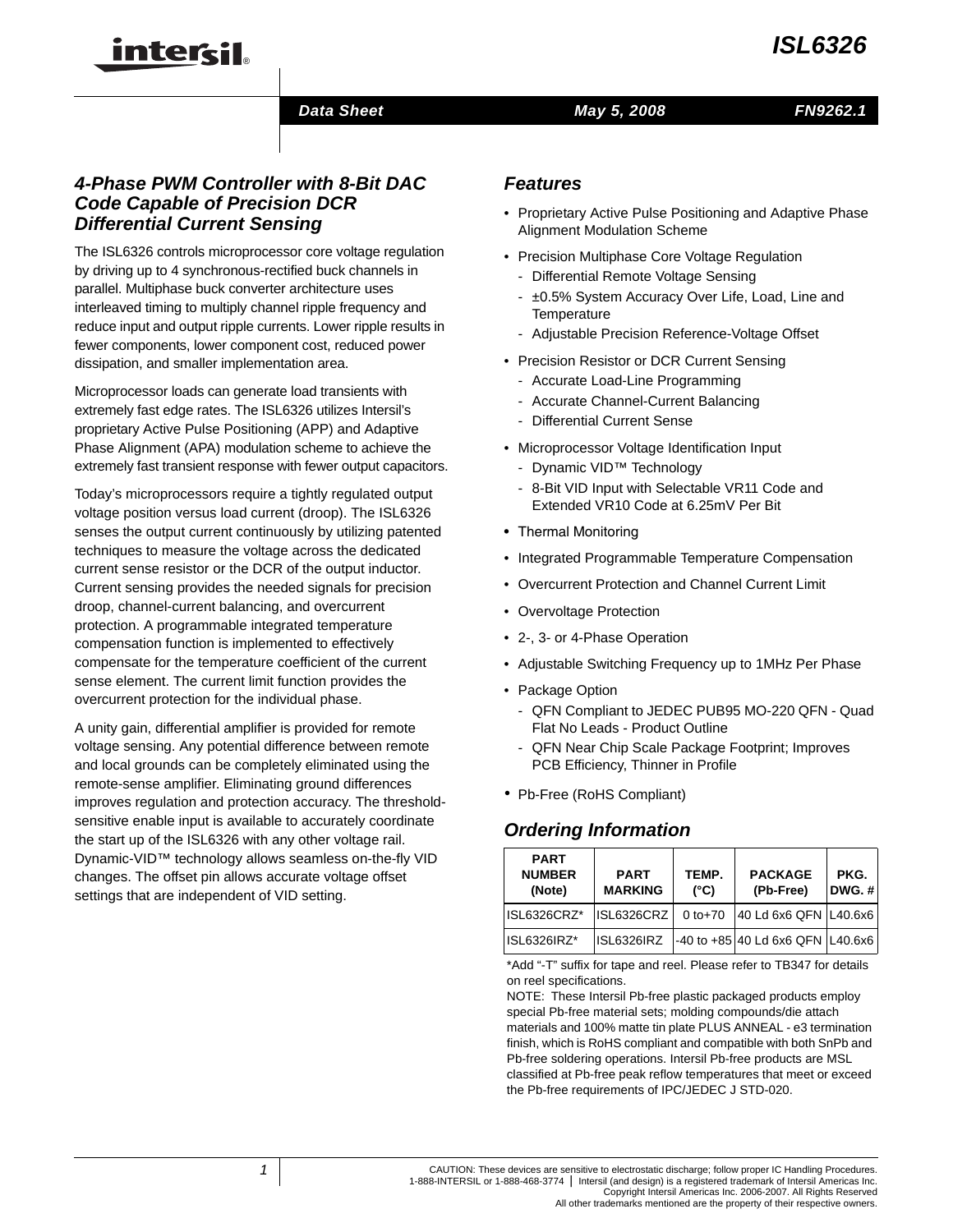# ISL6326

Data Sheet May 5, 2008 FN9262.1

## 4-Phase PWM Controller with 8-Bit DAC Code Capable of Precision DCR Differential Current Sensing

The ISL6326 controls microprocessor core voltage regulation by driving up to 4 synchronous-rectified buck channels in parallel. Multiphase buck converter architecture uses interleaved timing to multiply channel ripple frequency and reduce input and output ripple currents. Lower ripple results in fewer components, lower component cost, reduced power dissipation, and smaller implementation area.

Microprocessor loads can generate load transients with extremely fast edge rates. The ISL6326 utilizes Intersil's proprietary Active Pulse Positioning (APP) and Adaptive Phase Alignment (APA) modulation scheme to achieve the extremely fast transient response with fewer output capacitors.

Today's microprocessors require a tightly regulated output voltage position versus load current (droop). The ISL6326 senses the output current continuously by utilizing patented techniques to measure the voltage across the dedicated current sense resistor or the DCR of the output inductor. Current sensing provides the needed signals for precision droop, channel-current balancing, and overcurrent protection. A programmable integrated temperature compensation function is implemented to effectively compensate for the temperature coefficient of the current sense element. The current limit function provides the overcurrent protection for the individual phase.

A unity gain, differential amplifier is provided for remote voltage sensing. Any potential difference between remote and local grounds can be completely eliminated using the remote-sense amplifier. Eliminating ground differences improves regulation and protection accuracy. The threshold-sensitive enable input is available to accurately coordinate the start up of the ISL6326 with any other voltage rail. Dynamic-VID™ technology allows seamless on-the-fly VID changes. The offset pin allows accurate voltage offset settings that are independent of VID setting.

## Features

- Proprietary Active Pulse Positioning and Adaptive Phase Alignment Modulation Scheme
- Precision Multiphase Core Voltage Regulation
  - Differential Remote Voltage Sensing
  - ±0.5% System Accuracy Over Life, Load, Line and Temperature
  - Adjustable Precision Reference-Voltage Offset
- Precision Resistor or DCR Current Sensing
  - Accurate Load-Line Programming
  - Accurate Channel-Current Balancing
  - Differential Current Sense
- Microprocessor Voltage Identification Input
  - Dynamic VID™ Technology
  - 8-Bit VID Input with Selectable VR11 Code and Extended VR10 Code at 6.25mV Per Bit
- Thermal Monitoring
- Integrated Programmable Temperature Compensation
- Overcurrent Protection and Channel Current Limit
- Overvoltage Protection
- 2-, 3- or 4-Phase Operation
- Adjustable Switching Frequency up to 1MHz Per Phase
- Package Option
  - QFN Compliant to JEDEC PUB95 MO-220 QFN - Quad Flat No Leads - Product Outline
  - QFN Near Chip Scale Package Footprint; Improves PCB Efficiency, Thinner in Profile
- Pb-Free (RoHS Compliant)

## Ordering Information

| PART NUMBER (Note) | PART MARKING | TEMP. (°C) | PACKAGE (Pb-Free) | PKG. DWG. # |
|---|---|---|---|---|
| ISL6326CRZ* | ISL6326CRZ | 0 to+70 | 40 Ld 6x6 QFN | L40.6x6 |
| ISL6326IRZ* | ISL6326IRZ | -40 to +85 | 40 Ld 6x6 QFN | L40.6x6 |

*Add "-T" suffix for tape and reel. Please refer to TB347 for details on reel specifications.

NOTE: These Intersil Pb-free plastic packaged products employ special Pb-free material sets; molding compounds/die attach materials and 100% matte tin plate PLUS ANNEAL - e3 termination finish, which is RoHS compliant and compatible with both SnPb and Pb-free soldering operations. Intersil Pb-free products are MSL classified at Pb-free peak reflow temperatures that meet or exceed the Pb-free requirements of IPC/JEDEC J STD-020.

CAUTION: These devices are sensitive to electrostatic discharge; follow proper IC Handling Procedures.
1-888-INTERSIL or 1-888-468-3774 | Intersil (and design) is a registered trademark of Intersil Americas Inc.
Copyright Intersil Americas Inc. 2006-2007. All Rights Reserved
All other trademarks mentioned are the property of their respective owners.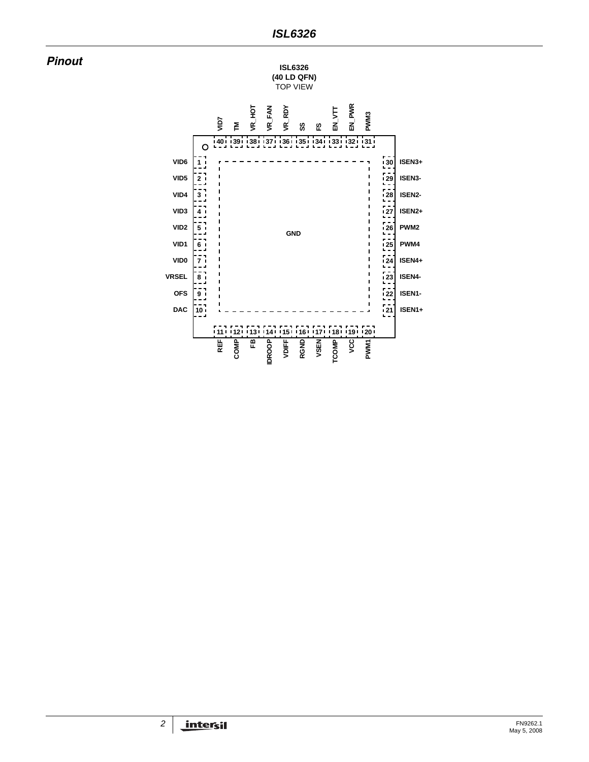## Pinout

**ISL6326**
**(40 LD QFN)**
TOP VIEW

VID7 40
TM 39
VR_HOT 38
VR_FAN 37
VR_RDY 36
SS 35
FS 34
EN_VTT 33
EN_PWR 32
PWM3 31

VID6 1
VID5 2
VID4 3
VID3 4
VID2 5
VID1 6
VID0 7
VRSEL 8
OFS 9
DAC 10

GND

30 ISEN3+
29 ISEN3-
28 ISEN2-
27 ISEN2+
26 PWM2
25 PWM4
24 ISEN4+
23 ISEN4-
22 ISEN1-
21 ISEN1+

11 REF
12 COMP
13 FB
14 IDROOP
15 VDIFF
16 RGND
17 VSEN
18 TCOMP
19 VCC
20 PWM1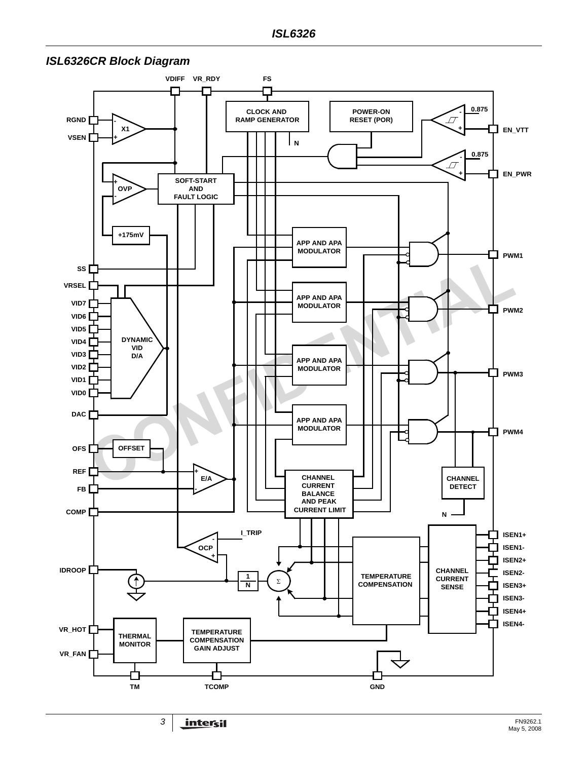## ISL6326CR Block Diagram

VDIFF
VR_RDY
FS
CLOCK AND RAMP GENERATOR
POWER-ON RESET (POR)
0.875
RGND
X1
VSEN
EN_VTT
N
0.875
EN_PWR
OVP
SOFT-START AND FAULT LOGIC
+175mV
APP AND APA MODULATOR
PWM1
SS
VRSEL
APP AND APA MODULATOR
VID7
PWM2
VID6
VID5
VID4
DYNAMIC VID D/A
VID3
APP AND APA MODULATOR
PWM3
VID2
VID1
VID0
DAC
APP AND APA MODULATOR
PWM4
OFS
OFFSET
REF
E/A
CHANNEL DETECT
FB
CHANNEL CURRENT BALANCE AND PEAK CURRENT LIMIT
COMP
N
I_TRIP
OCP
ISEN1+
ISEN1-
ISEN2+
IDROOP
TEMPERATURE COMPENSATION
CHANNEL CURRENT SENSE
ISEN2-
1/N
Σ
ISEN3+
ISEN3-
ISEN4+
ISEN4-
VR_HOT
THERMAL MONITOR
TEMPERATURE COMPENSATION GAIN ADJUST
VR_FAN
TM
TCOMP
GND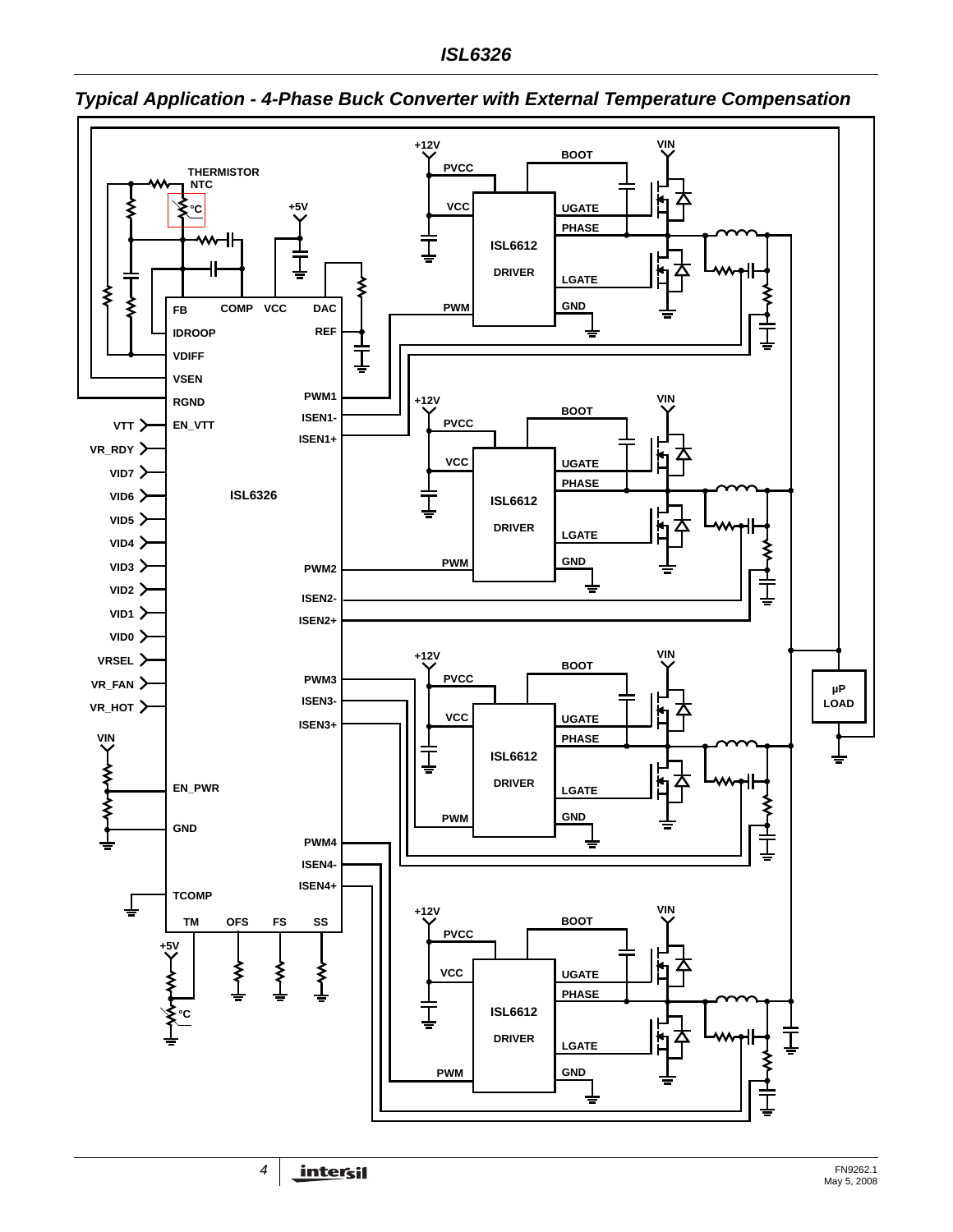## Typical Application - 4-Phase Buck Converter with External Temperature Compensation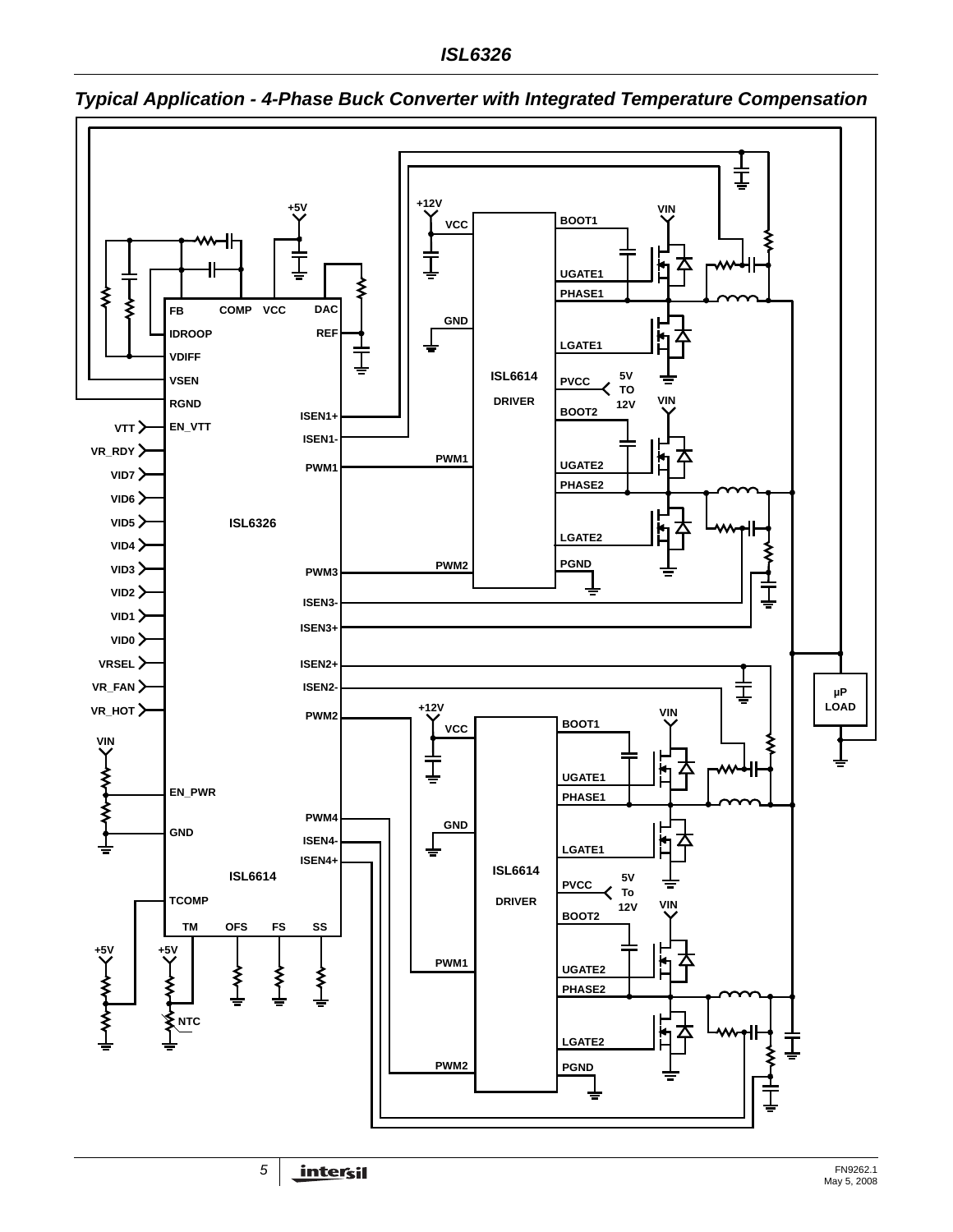## Typical Application - 4-Phase Buck Converter with Integrated Temperature Compensation

+5V
+12V
VIN
VCC
BOOT1
UGATE1
PHASE1
FB
COMP
VCC
DAC
GND
IDROOP
REF
LGATE1
VDIFF
ISL6614
PVCC
5V
TO
12V
VSEN
DRIVER
BOOT2
RGND
VIN
ISEN1+
EN_VTT
VTT
ISEN1-
VR_RDY
PWM1
UGATE2
PWM1
VID7
PHASE2
VID6
VID5
ISL6326
LGATE2
VID4
PWM2
PGND
VID3
PWM3
VID2
ISEN3-
VID1
ISEN3+
VID0
VRSEL
ISEN2+
VR_FAN
ISEN2-
μP
LOAD
VR_HOT
PWM2
+12V
VIN
VCC
BOOT1
VIN
UGATE1
EN_PWR
PHASE1
PWM4
GND
GND
ISEN4-
LGATE1
ISEN4+
ISL6614
ISL6614
PVCC
5V
To
12V
TCOMP
DRIVER
VIN
BOOT2
TM
OFS
FS
SS
+5V
+5V
PWM1
UGATE2
PHASE2
NTC
LGATE2
PWM2
PGND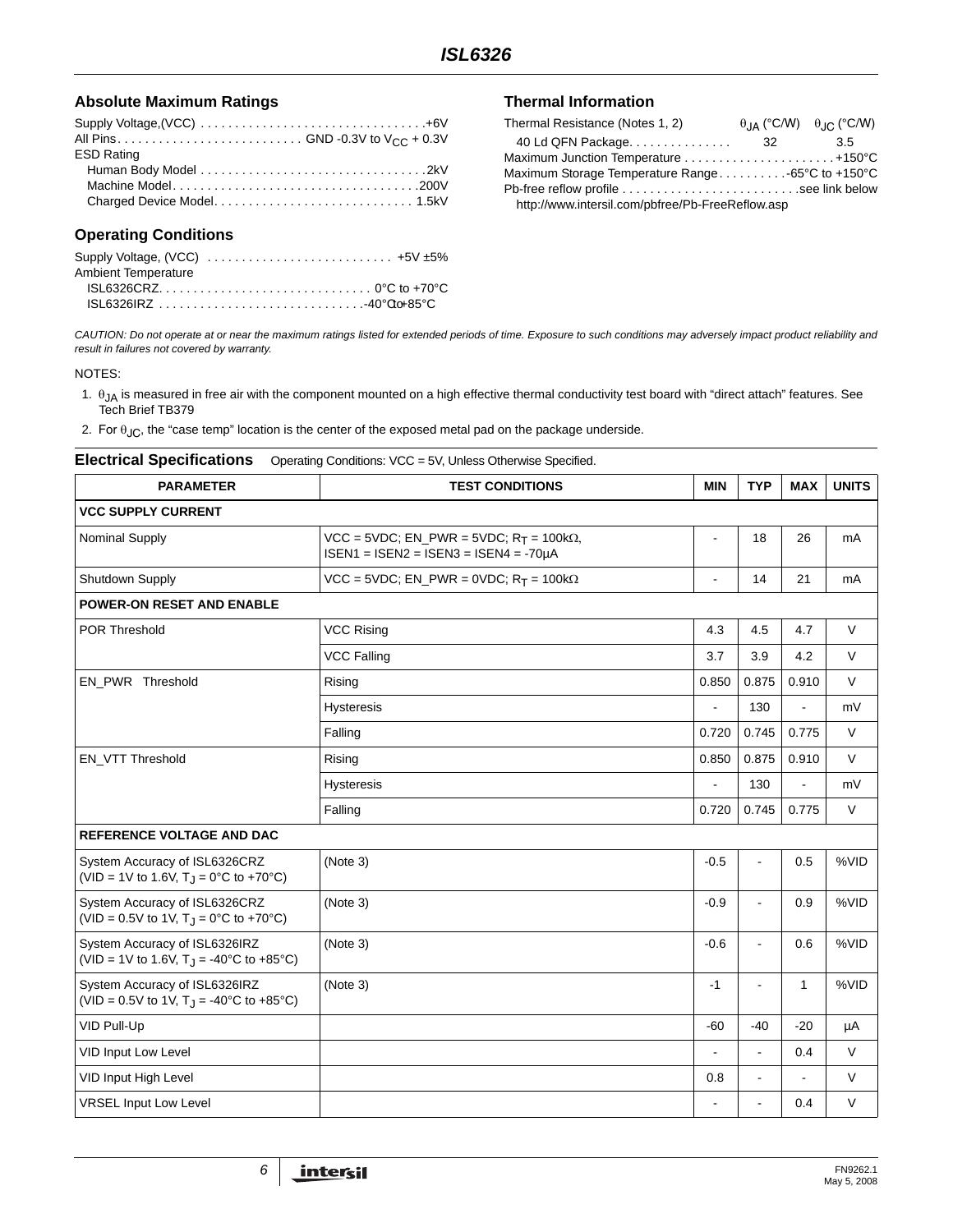## Absolute Maximum Ratings

Supply Voltage,(VCC) . . . . . . . . . . . . . . . . . . . . . . . . . . . . . . . .+6V
All Pins. . . . . . . . . . . . . . . . . . . . . . . . . . . GND -0.3V to $V_{CC}$ + 0.3V
ESD Rating
Human Body Model . . . . . . . . . . . . . . . . . . . . . . . . . . . . . . . . .2kV
Machine Model. . . . . . . . . . . . . . . . . . . . . . . . . . . . . . . . . . . .200V
Charged Device Model. . . . . . . . . . . . . . . . . . . . . . . . . . . . . 1.5kV

## Operating Conditions

Supply Voltage, (VCC) . . . . . . . . . . . . . . . . . . . . . . . . . . +5V ±5%
Ambient Temperature
ISL6326CRZ. . . . . . . . . . . . . . . . . . . . . . . . . . . . . . . 0°C to +70°C
ISL6326IRZ . . . . . . . . . . . . . . . . . . . . . . . . . . . . .-40°C to +85°C

## Thermal Information

| Thermal Resistance (Notes 1, 2) | $\theta_{JA}$ (°C/W) | $\theta_{JC}$ (°C/W) |
|---|---|---|
| 40 Ld QFN Package. . . . . . . . . . . . . . . | 32 | 3.5 |

Maximum Junction Temperature . . . . . . . . . . . . . . . . . . . . . . +150°C
Maximum Storage Temperature Range. . . . . . . . . . -65°C to +150°C
Pb-free reflow profile . . . . . . . . . . . . . . . . . . . . . . . . . .see link below
http://www.intersil.com/pbfree/Pb-FreeReflow.asp

*CAUTION: Do not operate at or near the maximum ratings listed for extended periods of time. Exposure to such conditions may adversely impact product reliability and result in failures not covered by warranty.*

NOTES:

1. $\theta_{JA}$ is measured in free air with the component mounted on a high effective thermal conductivity test board with "direct attach" features. See Tech Brief TB379
2. For $\theta_{JC}$, the "case temp" location is the center of the exposed metal pad on the package underside.

**Electrical Specifications** Operating Conditions: VCC = 5V, Unless Otherwise Specified.

| PARAMETER | TEST CONDITIONS | MIN | TYP | MAX | UNITS |
|---|---|---|---|---|---|
| **VCC SUPPLY CURRENT** | | | | | |
| Nominal Supply | VCC = 5VDC; EN_PWR = 5VDC; $R_T$ = 100kΩ, ISEN1 = ISEN2 = ISEN3 = ISEN4 = -70µA | - | 18 | 26 | mA |
| Shutdown Supply | VCC = 5VDC; EN_PWR = 0VDC; $R_T$ = 100kΩ | - | 14 | 21 | mA |
| **POWER-ON RESET AND ENABLE** | | | | | |
| POR Threshold | VCC Rising | 4.3 | 4.5 | 4.7 | V |
| | VCC Falling | 3.7 | 3.9 | 4.2 | V |
| EN_PWR Threshold | Rising | 0.850 | 0.875 | 0.910 | V |
| | Hysteresis | - | 130 | - | mV |
| | Falling | 0.720 | 0.745 | 0.775 | V |
| EN_VTT Threshold | Rising | 0.850 | 0.875 | 0.910 | V |
| | Hysteresis | - | 130 | - | mV |
| | Falling | 0.720 | 0.745 | 0.775 | V |
| **REFERENCE VOLTAGE AND DAC** | | | | | |
| System Accuracy of ISL6326CRZ (VID = 1V to 1.6V, $T_J$ = 0°C to +70°C) | (Note 3) | -0.5 | - | 0.5 | %VID |
| System Accuracy of ISL6326CRZ (VID = 0.5V to 1V, $T_J$ = 0°C to +70°C) | (Note 3) | -0.9 | - | 0.9 | %VID |
| System Accuracy of ISL6326IRZ (VID = 1V to 1.6V, $T_J$ = -40°C to +85°C) | (Note 3) | -0.6 | - | 0.6 | %VID |
| System Accuracy of ISL6326IRZ (VID = 0.5V to 1V, $T_J$ = -40°C to +85°C) | (Note 3) | -1 | - | 1 | %VID |
| VID Pull-Up | | -60 | -40 | -20 | µA |
| VID Input Low Level | | - | - | 0.4 | V |
| VID Input High Level | | 0.8 | - | - | V |
| VRSEL Input Low Level | | - | - | 0.4 | V |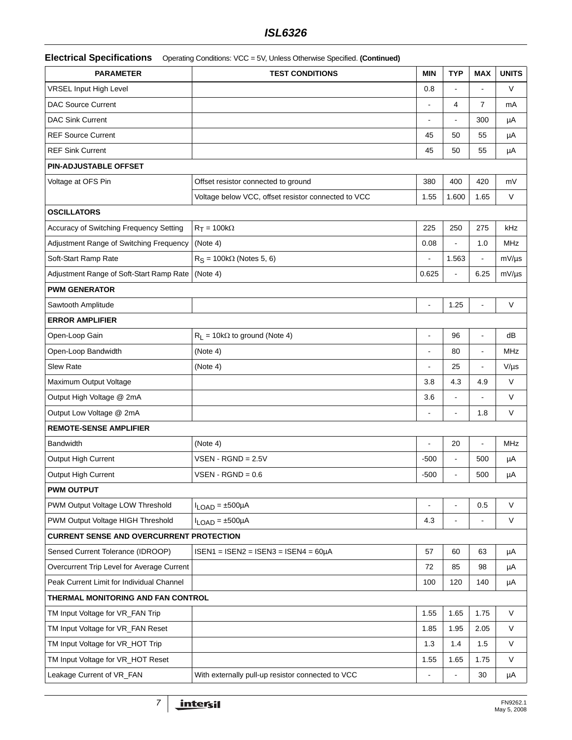## Electrical Specifications

Operating Conditions: VCC = 5V, Unless Otherwise Specified. **(Continued)**

| PARAMETER | TEST CONDITIONS | MIN | TYP | MAX | UNITS |
|---|---|---|---|---|---|
| VRSEL Input High Level | | 0.8 | - | - | V |
| DAC Source Current | | - | 4 | 7 | mA |
| DAC Sink Current | | - | - | 300 | µA |
| REF Source Current | | 45 | 50 | 55 | µA |
| REF Sink Current | | 45 | 50 | 55 | µA |
| **PIN-ADJUSTABLE OFFSET** | | | | | |
| Voltage at OFS Pin | Offset resistor connected to ground | 380 | 400 | 420 | mV |
| | Voltage below VCC, offset resistor connected to VCC | 1.55 | 1.600 | 1.65 | V |
| **OSCILLATORS** | | | | | |
| Accuracy of Switching Frequency Setting | $R_T$ = 100kΩ | 225 | 250 | 275 | kHz |
| Adjustment Range of Switching Frequency | (Note 4) | 0.08 | - | 1.0 | MHz |
| Soft-Start Ramp Rate | $R_S$ = 100kΩ (Notes 5, 6) | - | 1.563 | - | mV/µs |
| Adjustment Range of Soft-Start Ramp Rate | (Note 4) | 0.625 | - | 6.25 | mV/µs |
| **PWM GENERATOR** | | | | | |
| Sawtooth Amplitude | | - | 1.25 | - | V |
| **ERROR AMPLIFIER** | | | | | |
| Open-Loop Gain | $R_L$ = 10kΩ to ground (Note 4) | - | 96 | - | dB |
| Open-Loop Bandwidth | (Note 4) | - | 80 | - | MHz |
| Slew Rate | (Note 4) | - | 25 | - | V/µs |
| Maximum Output Voltage | | 3.8 | 4.3 | 4.9 | V |
| Output High Voltage @ 2mA | | 3.6 | - | - | V |
| Output Low Voltage @ 2mA | | - | - | 1.8 | V |
| **REMOTE-SENSE AMPLIFIER** | | | | | |
| Bandwidth | (Note 4) | - | 20 | - | MHz |
| Output High Current | VSEN - RGND = 2.5V | -500 | - | 500 | µA |
| Output High Current | VSEN - RGND = 0.6 | -500 | - | 500 | µA |
| **PWM OUTPUT** | | | | | |
| PWM Output Voltage LOW Threshold | $I_{LOAD}$ = ±500µA | - | - | 0.5 | V |
| PWM Output Voltage HIGH Threshold | $I_{LOAD}$ = ±500µA | 4.3 | - | - | V |
| **CURRENT SENSE AND OVERCURRENT PROTECTION** | | | | | |
| Sensed Current Tolerance (IDROOP) | ISEN1 = ISEN2 = ISEN3 = ISEN4 = 60µA | 57 | 60 | 63 | µA |
| Overcurrent Trip Level for Average Current | | 72 | 85 | 98 | µA |
| Peak Current Limit for Individual Channel | | 100 | 120 | 140 | µA |
| **THERMAL MONITORING AND FAN CONTROL** | | | | | |
| TM Input Voltage for VR_FAN Trip | | 1.55 | 1.65 | 1.75 | V |
| TM Input Voltage for VR_FAN Reset | | 1.85 | 1.95 | 2.05 | V |
| TM Input Voltage for VR_HOT Trip | | 1.3 | 1.4 | 1.5 | V |
| TM Input Voltage for VR_HOT Reset | | 1.55 | 1.65 | 1.75 | V |
| Leakage Current of VR_FAN | With externally pull-up resistor connected to VCC | - | - | 30 | µA |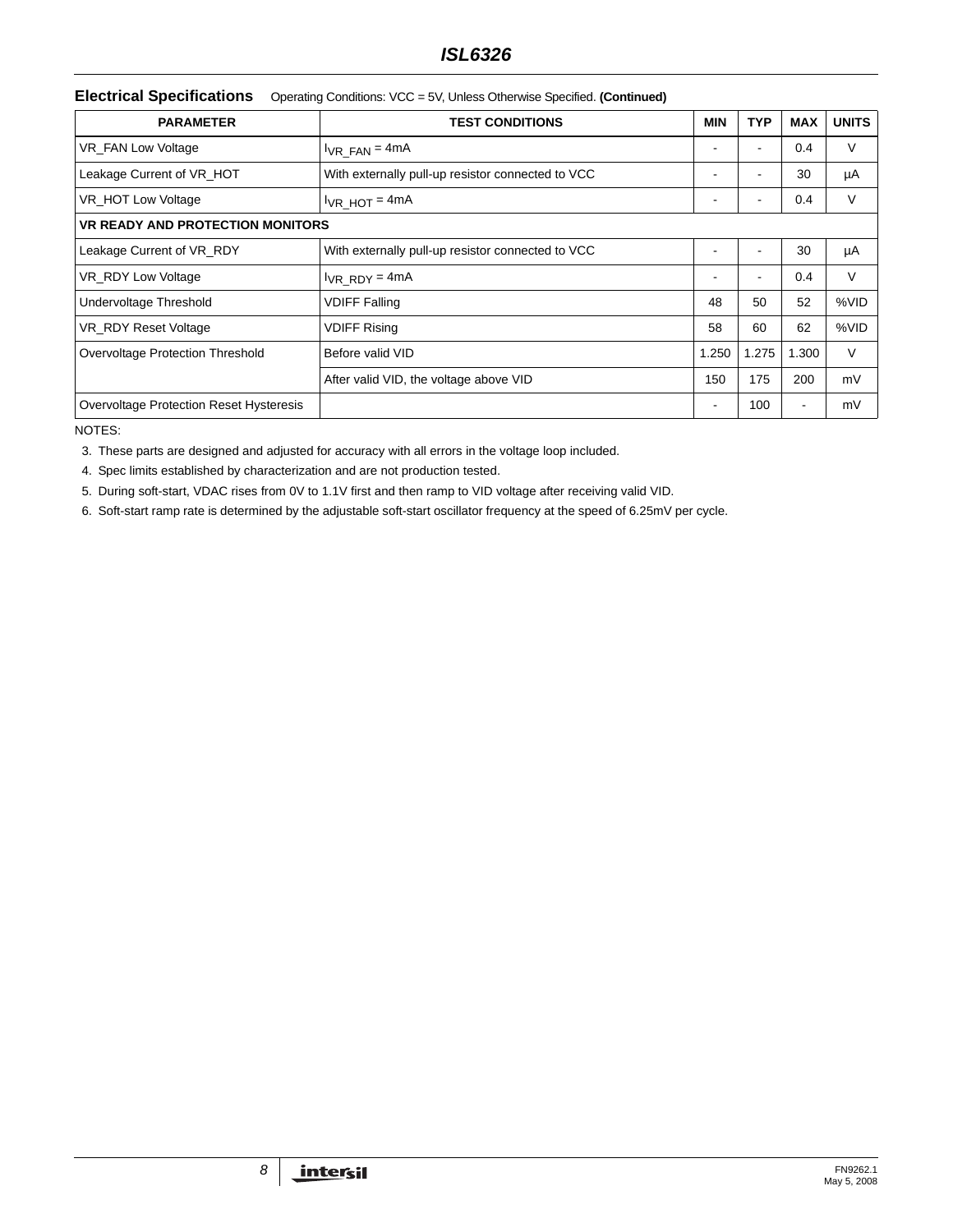**Electrical Specifications** Operating Conditions: VCC = 5V, Unless Otherwise Specified. **(Continued)**

| PARAMETER | TEST CONDITIONS | MIN | TYP | MAX | UNITS |
|---|---|---|---|---|---|
| VR_FAN Low Voltage | $I_{VR\_FAN}$ = 4mA | - | - | 0.4 | V |
| Leakage Current of VR_HOT | With externally pull-up resistor connected to VCC | - | - | 30 | µA |
| VR_HOT Low Voltage | $I_{VR\_HOT}$ = 4mA | - | - | 0.4 | V |
| **VR READY AND PROTECTION MONITORS** | | | | | |
| Leakage Current of VR_RDY | With externally pull-up resistor connected to VCC | - | - | 30 | µA |
| VR_RDY Low Voltage | $I_{VR\_RDY}$ = 4mA | - | - | 0.4 | V |
| Undervoltage Threshold | VDIFF Falling | 48 | 50 | 52 | %VID |
| VR_RDY Reset Voltage | VDIFF Rising | 58 | 60 | 62 | %VID |
| Overvoltage Protection Threshold | Before valid VID | 1.250 | 1.275 | 1.300 | V |
| | After valid VID, the voltage above VID | 150 | 175 | 200 | mV |
| Overvoltage Protection Reset Hysteresis | | - | 100 | - | mV |

NOTES:

3. These parts are designed and adjusted for accuracy with all errors in the voltage loop included.
4. Spec limits established by characterization and are not production tested.
5. During soft-start, VDAC rises from 0V to 1.1V first and then ramp to VID voltage after receiving valid VID.
6. Soft-start ramp rate is determined by the adjustable soft-start oscillator frequency at the speed of 6.25mV per cycle.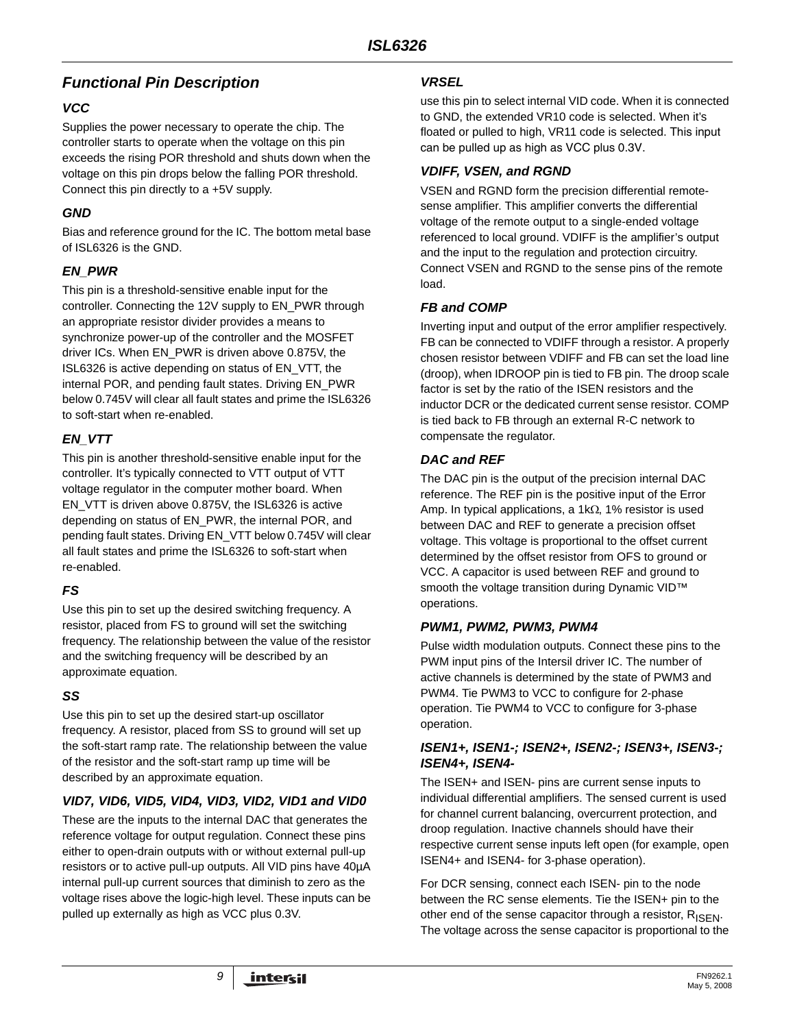## Functional Pin Description

### VCC

Supplies the power necessary to operate the chip. The controller starts to operate when the voltage on this pin exceeds the rising POR threshold and shuts down when the voltage on this pin drops below the falling POR threshold. Connect this pin directly to a +5V supply.

### GND

Bias and reference ground for the IC. The bottom metal base of ISL6326 is the GND.

### EN_PWR

This pin is a threshold-sensitive enable input for the controller. Connecting the 12V supply to EN_PWR through an appropriate resistor divider provides a means to synchronize power-up of the controller and the MOSFET driver ICs. When EN_PWR is driven above 0.875V, the ISL6326 is active depending on status of EN_VTT, the internal POR, and pending fault states. Driving EN_PWR below 0.745V will clear all fault states and prime the ISL6326 to soft-start when re-enabled.

### EN_VTT

This pin is another threshold-sensitive enable input for the controller. It's typically connected to VTT output of VTT voltage regulator in the computer mother board. When EN_VTT is driven above 0.875V, the ISL6326 is active depending on status of EN_PWR, the internal POR, and pending fault states. Driving EN_VTT below 0.745V will clear all fault states and prime the ISL6326 to soft-start when re-enabled.

### FS

Use this pin to set up the desired switching frequency. A resistor, placed from FS to ground will set the switching frequency. The relationship between the value of the resistor and the switching frequency will be described by an approximate equation.

### SS

Use this pin to set up the desired start-up oscillator frequency. A resistor, placed from SS to ground will set up the soft-start ramp rate. The relationship between the value of the resistor and the soft-start ramp up time will be described by an approximate equation.

### VID7, VID6, VID5, VID4, VID3, VID2, VID1 and VID0

These are the inputs to the internal DAC that generates the reference voltage for output regulation. Connect these pins either to open-drain outputs with or without external pull-up resistors or to active pull-up outputs. All VID pins have 40μA internal pull-up current sources that diminish to zero as the voltage rises above the logic-high level. These inputs can be pulled up externally as high as VCC plus 0.3V.

### VRSEL

use this pin to select internal VID code. When it is connected to GND, the extended VR10 code is selected. When it's floated or pulled to high, VR11 code is selected. This input can be pulled up as high as VCC plus 0.3V.

### VDIFF, VSEN, and RGND

VSEN and RGND form the precision differential remote-sense amplifier. This amplifier converts the differential voltage of the remote output to a single-ended voltage referenced to local ground. VDIFF is the amplifier's output and the input to the regulation and protection circuitry. Connect VSEN and RGND to the sense pins of the remote load.

### FB and COMP

Inverting input and output of the error amplifier respectively. FB can be connected to VDIFF through a resistor. A properly chosen resistor between VDIFF and FB can set the load line (droop), when IDROOP pin is tied to FB pin. The droop scale factor is set by the ratio of the ISEN resistors and the inductor DCR or the dedicated current sense resistor. COMP is tied back to FB through an external R-C network to compensate the regulator.

### DAC and REF

The DAC pin is the output of the precision internal DAC reference. The REF pin is the positive input of the Error Amp. In typical applications, a 1kΩ, 1% resistor is used between DAC and REF to generate a precision offset voltage. This voltage is proportional to the offset current determined by the offset resistor from OFS to ground or VCC. A capacitor is used between REF and ground to smooth the voltage transition during Dynamic VID™ operations.

### PWM1, PWM2, PWM3, PWM4

Pulse width modulation outputs. Connect these pins to the PWM input pins of the Intersil driver IC. The number of active channels is determined by the state of PWM3 and PWM4. Tie PWM3 to VCC to configure for 2-phase operation. Tie PWM4 to VCC to configure for 3-phase operation.

### ISEN1+, ISEN1-; ISEN2+, ISEN2-; ISEN3+, ISEN3-; ISEN4+, ISEN4-

The ISEN+ and ISEN- pins are current sense inputs to individual differential amplifiers. The sensed current is used for channel current balancing, overcurrent protection, and droop regulation. Inactive channels should have their respective current sense inputs left open (for example, open ISEN4+ and ISEN4- for 3-phase operation).

For DCR sensing, connect each ISEN- pin to the node between the RC sense elements. Tie the ISEN+ pin to the other end of the sense capacitor through a resistor, $R_{ISEN}$. The voltage across the sense capacitor is proportional to the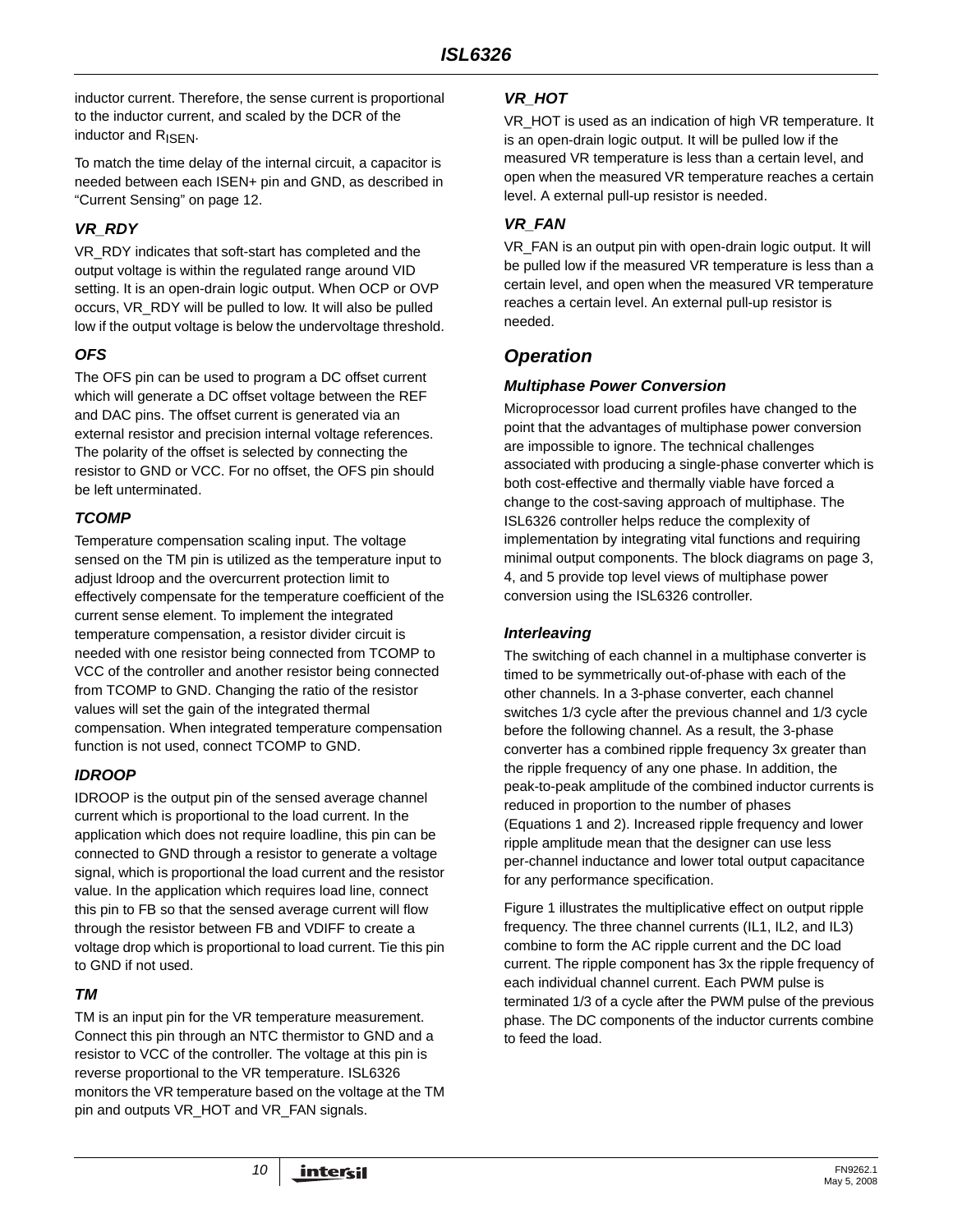inductor current. Therefore, the sense current is proportional to the inductor current, and scaled by the DCR of the inductor and $R_{ISEN}$.

To match the time delay of the internal circuit, a capacitor is needed between each ISEN+ pin and GND, as described in "Current Sensing" on page 12.

### *VR_RDY*

VR_RDY indicates that soft-start has completed and the output voltage is within the regulated range around VID setting. It is an open-drain logic output. When OCP or OVP occurs, VR_RDY will be pulled to low. It will also be pulled low if the output voltage is below the undervoltage threshold.

### *OFS*

The OFS pin can be used to program a DC offset current which will generate a DC offset voltage between the REF and DAC pins. The offset current is generated via an external resistor and precision internal voltage references. The polarity of the offset is selected by connecting the resistor to GND or VCC. For no offset, the OFS pin should be left unterminated.

### *TCOMP*

Temperature compensation scaling input. The voltage sensed on the TM pin is utilized as the temperature input to adjust Idroop and the overcurrent protection limit to effectively compensate for the temperature coefficient of the current sense element. To implement the integrated temperature compensation, a resistor divider circuit is needed with one resistor being connected from TCOMP to VCC of the controller and another resistor being connected from TCOMP to GND. Changing the ratio of the resistor values will set the gain of the integrated thermal compensation. When integrated temperature compensation function is not used, connect TCOMP to GND.

### *IDROOP*

IDROOP is the output pin of the sensed average channel current which is proportional to the load current. In the application which does not require loadline, this pin can be connected to GND through a resistor to generate a voltage signal, which is proportional the load current and the resistor value. In the application which requires load line, connect this pin to FB so that the sensed average current will flow through the resistor between FB and VDIFF to create a voltage drop which is proportional to load current. Tie this pin to GND if not used.

### *TM*

TM is an input pin for the VR temperature measurement. Connect this pin through an NTC thermistor to GND and a resistor to VCC of the controller. The voltage at this pin is reverse proportional to the VR temperature. ISL6326 monitors the VR temperature based on the voltage at the TM pin and outputs VR_HOT and VR_FAN signals.

### *VR_HOT*

VR_HOT is used as an indication of high VR temperature. It is an open-drain logic output. It will be pulled low if the measured VR temperature is less than a certain level, and open when the measured VR temperature reaches a certain level. A external pull-up resistor is needed.

### *VR_FAN*

VR_FAN is an output pin with open-drain logic output. It will be pulled low if the measured VR temperature is less than a certain level, and open when the measured VR temperature reaches a certain level. An external pull-up resistor is needed.

## *Operation*

### *Multiphase Power Conversion*

Microprocessor load current profiles have changed to the point that the advantages of multiphase power conversion are impossible to ignore. The technical challenges associated with producing a single-phase converter which is both cost-effective and thermally viable have forced a change to the cost-saving approach of multiphase. The ISL6326 controller helps reduce the complexity of implementation by integrating vital functions and requiring minimal output components. The block diagrams on page 3, 4, and 5 provide top level views of multiphase power conversion using the ISL6326 controller.

### *Interleaving*

The switching of each channel in a multiphase converter is timed to be symmetrically out-of-phase with each of the other channels. In a 3-phase converter, each channel switches 1/3 cycle after the previous channel and 1/3 cycle before the following channel. As a result, the 3-phase converter has a combined ripple frequency 3x greater than the ripple frequency of any one phase. In addition, the peak-to-peak amplitude of the combined inductor currents is reduced in proportion to the number of phases (Equations 1 and 2). Increased ripple frequency and lower ripple amplitude mean that the designer can use less per-channel inductance and lower total output capacitance for any performance specification.

Figure 1 illustrates the multiplicative effect on output ripple frequency. The three channel currents (IL1, IL2, and IL3) combine to form the AC ripple current and the DC load current. The ripple component has 3x the ripple frequency of each individual channel current. Each PWM pulse is terminated 1/3 of a cycle after the PWM pulse of the previous phase. The DC components of the inductor currents combine to feed the load.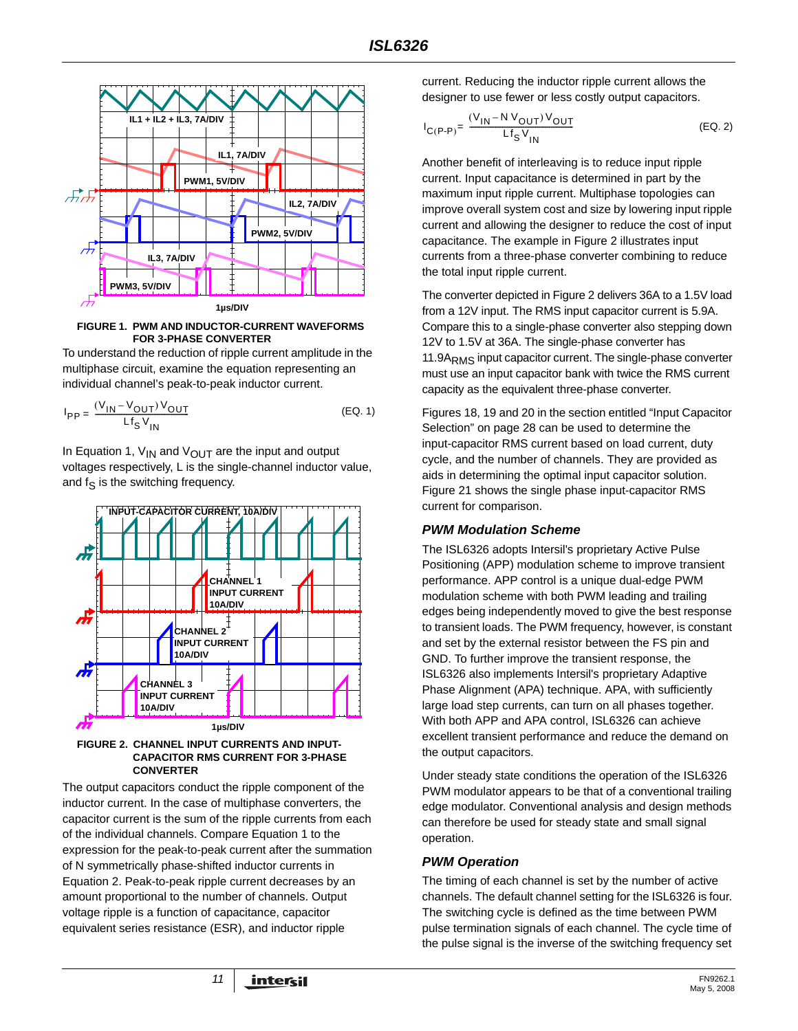IL1 + IL2 + IL3, 7A/DIV

IL1, 7A/DIV

PWM1, 5V/DIV

IL2, 7A/DIV

PWM2, 5V/DIV

IL3, 7A/DIV

PWM3, 5V/DIV

1μs/DIV

FIGURE 1. PWM AND INDUCTOR-CURRENT WAVEFORMS FOR 3-PHASE CONVERTER

To understand the reduction of ripple current amplitude in the multiphase circuit, examine the equation representing an individual channel's peak-to-peak inductor current.

$$I_{PP} = \frac{(V_{IN} - V_{OUT})V_{OUT}}{L f_S V_{IN}} \tag{EQ. 1}$$

In Equation 1, $V_{IN}$ and $V_{OUT}$ are the input and output voltages respectively, L is the single-channel inductor value, and $f_S$ is the switching frequency.

INPUT-CAPACITOR CURRENT, 10A/DIV

CHANNEL 1 INPUT CURRENT 10A/DIV

CHANNEL 2 INPUT CURRENT 10A/DIV

CHANNEL 3 INPUT CURRENT 10A/DIV

1μs/DIV

FIGURE 2. CHANNEL INPUT CURRENTS AND INPUT-CAPACITOR RMS CURRENT FOR 3-PHASE CONVERTER

The output capacitors conduct the ripple component of the inductor current. In the case of multiphase converters, the capacitor current is the sum of the ripple currents from each of the individual channels. Compare Equation 1 to the expression for the peak-to-peak current after the summation of N symmetrically phase-shifted inductor currents in Equation 2. Peak-to-peak ripple current decreases by an amount proportional to the number of channels. Output voltage ripple is a function of capacitance, capacitor equivalent series resistance (ESR), and inductor ripple current. Reducing the inductor ripple current allows the designer to use fewer or less costly output capacitors.

$$I_{C(P-P)} = \frac{(V_{IN} - N\,V_{OUT})V_{OUT}}{L f_S V_{IN}} \tag{EQ. 2}$$

Another benefit of interleaving is to reduce input ripple current. Input capacitance is determined in part by the maximum input ripple current. Multiphase topologies can improve overall system cost and size by lowering input ripple current and allowing the designer to reduce the cost of input capacitance. The example in Figure 2 illustrates input currents from a three-phase converter combining to reduce the total input ripple current.

The converter depicted in Figure 2 delivers 36A to a 1.5V load from a 12V input. The RMS input capacitor current is 5.9A. Compare this to a single-phase converter also stepping down 12V to 1.5V at 36A. The single-phase converter has $11.9A_{RMS}$ input capacitor current. The single-phase converter must use an input capacitor bank with twice the RMS current capacity as the equivalent three-phase converter.

Figures 18, 19 and 20 in the section entitled "Input Capacitor Selection" on page 28 can be used to determine the input-capacitor RMS current based on load current, duty cycle, and the number of channels. They are provided as aids in determining the optimal input capacitor solution. Figure 21 shows the single phase input-capacitor RMS current for comparison.

### *PWM Modulation Scheme*

The ISL6326 adopts Intersil's proprietary Active Pulse Positioning (APP) modulation scheme to improve transient performance. APP control is a unique dual-edge PWM modulation scheme with both PWM leading and trailing edges being independently moved to give the best response to transient loads. The PWM frequency, however, is constant and set by the external resistor between the FS pin and GND. To further improve the transient response, the ISL6326 also implements Intersil's proprietary Adaptive Phase Alignment (APA) technique. APA, with sufficiently large load step currents, can turn on all phases together. With both APP and APA control, ISL6326 can achieve excellent transient performance and reduce the demand on the output capacitors.

Under steady state conditions the operation of the ISL6326 PWM modulator appears to be that of a conventional trailing edge modulator. Conventional analysis and design methods can therefore be used for steady state and small signal operation.

### *PWM Operation*

The timing of each channel is set by the number of active channels. The default channel setting for the ISL6326 is four. The switching cycle is defined as the time between PWM pulse termination signals of each channel. The cycle time of the pulse signal is the inverse of the switching frequency set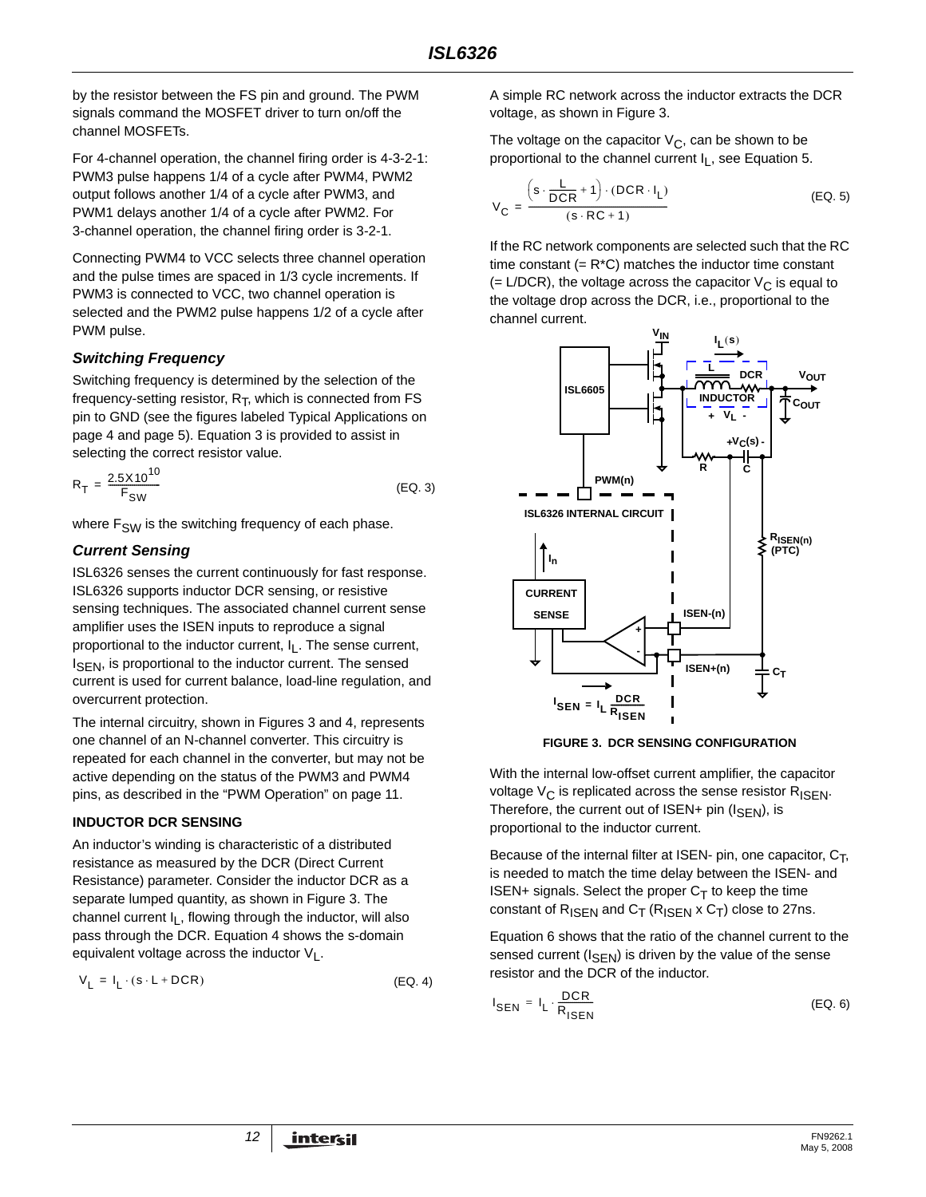by the resistor between the FS pin and ground. The PWM signals command the MOSFET driver to turn on/off the channel MOSFETs.

For 4-channel operation, the channel firing order is 4-3-2-1: PWM3 pulse happens 1/4 of a cycle after PWM4, PWM2 output follows another 1/4 of a cycle after PWM3, and PWM1 delays another 1/4 of a cycle after PWM2. For 3-channel operation, the channel firing order is 3-2-1.

Connecting PWM4 to VCC selects three channel operation and the pulse times are spaced in 1/3 cycle increments. If PWM3 is connected to VCC, two channel operation is selected and the PWM2 pulse happens 1/2 of a cycle after PWM pulse.

### *Switching Frequency*

Switching frequency is determined by the selection of the frequency-setting resistor, $R_T$, which is connected from FS pin to GND (see the figures labeled Typical Applications on page 4 and page 5). Equation 3 is provided to assist in selecting the correct resistor value.

$$R_T = \frac{2.5X10^{10}}{F_{SW}} \quad \text{(EQ. 3)}$$

where $F_{SW}$ is the switching frequency of each phase.

### *Current Sensing*

ISL6326 senses the current continuously for fast response. ISL6326 supports inductor DCR sensing, or resistive sensing techniques. The associated channel current sense amplifier uses the ISEN inputs to reproduce a signal proportional to the inductor current, $I_L$. The sense current, $I_{SEN}$, is proportional to the inductor current. The sensed current is used for current balance, load-line regulation, and overcurrent protection.

The internal circuitry, shown in Figures 3 and 4, represents one channel of an N-channel converter. This circuitry is repeated for each channel in the converter, but may not be active depending on the status of the PWM3 and PWM4 pins, as described in the "PWM Operation" on page 11.

#### INDUCTOR DCR SENSING

An inductor's winding is characteristic of a distributed resistance as measured by the DCR (Direct Current Resistance) parameter. Consider the inductor DCR as a separate lumped quantity, as shown in Figure 3. The channel current $I_L$, flowing through the inductor, will also pass through the DCR. Equation 4 shows the s-domain equivalent voltage across the inductor $V_L$.

$$V_L = I_L \cdot (s \cdot L + DCR) \quad \text{(EQ. 4)}$$

A simple RC network across the inductor extracts the DCR voltage, as shown in Figure 3.

The voltage on the capacitor $V_C$, can be shown to be proportional to the channel current $I_L$, see Equation 5.

$$V_C = \frac{\left(s \cdot \frac{L}{DCR} + 1\right) \cdot (DCR \cdot I_L)}{(s \cdot RC + 1)} \quad \text{(EQ. 5)}$$

If the RC network components are selected such that the RC time constant (= R*C) matches the inductor time constant (= L/DCR), the voltage across the capacitor $V_C$ is equal to the voltage drop across the DCR, i.e., proportional to the channel current.

VIN
$I_L(s)$
L
DCR
VOUT
ISL6605
INDUCTOR
COUT
+ $V_L$ -
+$V_C(s)$ -
R
C
PWM(n)
ISL6326 INTERNAL CIRCUIT
$R_{ISEN(n)}$ (PTC)
$I_n$
CURRENT SENSE
ISEN-(n)
ISEN+(n)
$C_T$
$I_{SEN} = I_L \frac{DCR}{R_{ISEN}}$

**FIGURE 3. DCR SENSING CONFIGURATION**

With the internal low-offset current amplifier, the capacitor voltage $V_C$ is replicated across the sense resistor $R_{ISEN}$. Therefore, the current out of ISEN+ pin ($I_{SEN}$), is proportional to the inductor current.

Because of the internal filter at ISEN- pin, one capacitor, $C_T$, is needed to match the time delay between the ISEN- and ISEN+ signals. Select the proper $C_T$ to keep the time constant of $R_{ISEN}$ and $C_T$ ($R_{ISEN}$ x $C_T$) close to 27ns.

Equation 6 shows that the ratio of the channel current to the sensed current ($I_{SEN}$) is driven by the value of the sense resistor and the DCR of the inductor.

$$I_{SEN} = I_L \cdot \frac{DCR}{R_{ISEN}} \quad \text{(EQ. 6)}$$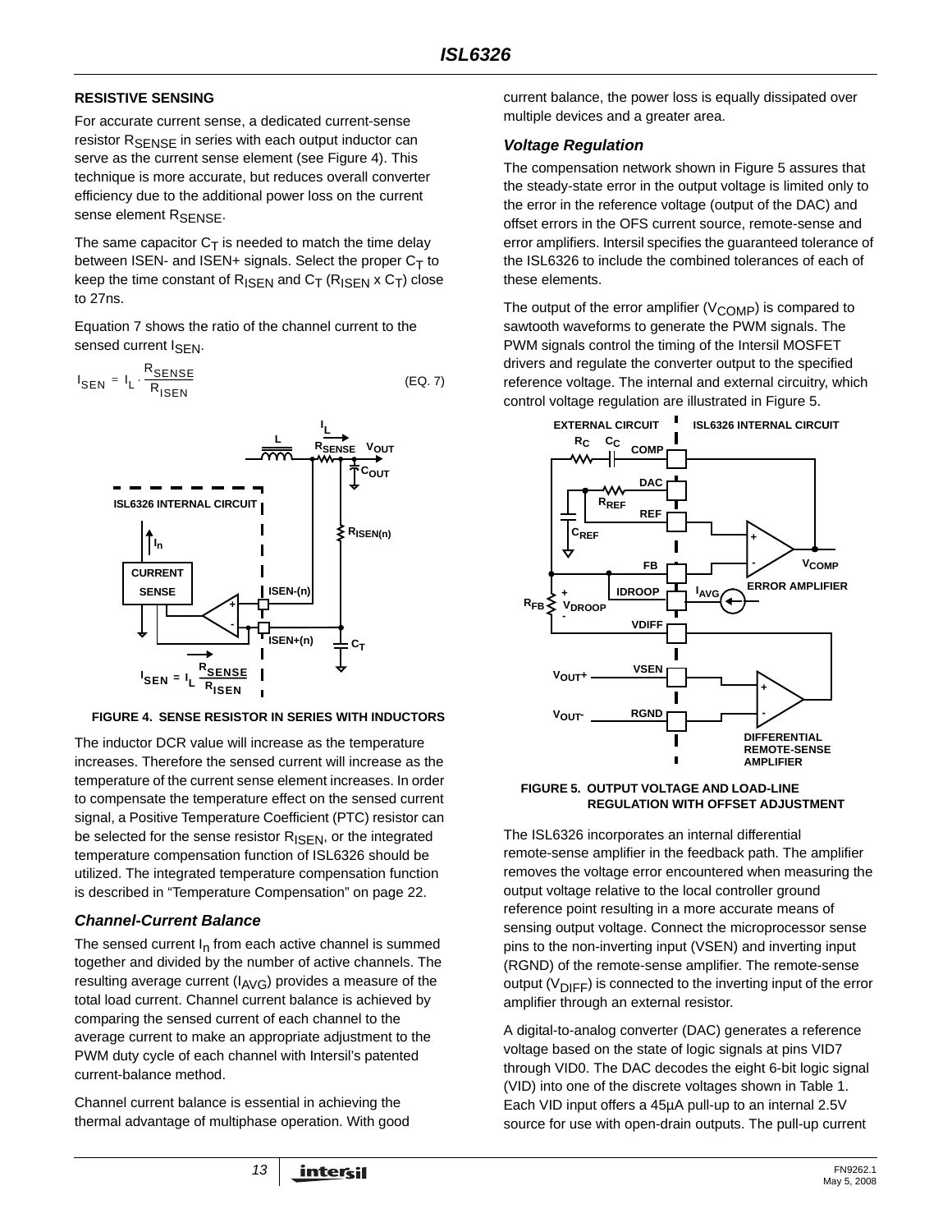**RESISTIVE SENSING**

For accurate current sense, a dedicated current-sense resistor $R_{SENSE}$ in series with each output inductor can serve as the current sense element (see Figure 4). This technique is more accurate, but reduces overall converter efficiency due to the additional power loss on the current sense element $R_{SENSE}$.

The same capacitor $C_T$ is needed to match the time delay between ISEN- and ISEN+ signals. Select the proper $C_T$ to keep the time constant of $R_{ISEN}$ and $C_T$ ($R_{ISEN}$ x $C_T$) close to 27ns.

Equation 7 shows the ratio of the channel current to the sensed current $I_{SEN}$.

$$I_{SEN} = I_L \cdot \frac{R_{SENSE}}{R_{ISEN}} \quad \text{(EQ. 7)}$$

FIGURE 4. SENSE RESISTOR IN SERIES WITH INDUCTORS

The inductor DCR value will increase as the temperature increases. Therefore the sensed current will increase as the temperature of the current sense element increases. In order to compensate the temperature effect on the sensed current signal, a Positive Temperature Coefficient (PTC) resistor can be selected for the sense resistor $R_{ISEN}$, or the integrated temperature compensation function of ISL6326 should be utilized. The integrated temperature compensation function is described in "Temperature Compensation" on page 22.

### *Channel-Current Balance*

The sensed current $I_n$ from each active channel is summed together and divided by the number of active channels. The resulting average current ($I_{AVG}$) provides a measure of the total load current. Channel current balance is achieved by comparing the sensed current of each channel to the average current to make an appropriate adjustment to the PWM duty cycle of each channel with Intersil's patented current-balance method.

Channel current balance is essential in achieving the thermal advantage of multiphase operation. With good current balance, the power loss is equally dissipated over multiple devices and a greater area.

### *Voltage Regulation*

The compensation network shown in Figure 5 assures that the steady-state error in the output voltage is limited only to the error in the reference voltage (output of the DAC) and offset errors in the OFS current source, remote-sense and error amplifiers. Intersil specifies the guaranteed tolerance of the ISL6326 to include the combined tolerances of each of these elements.

The output of the error amplifier ($V_{COMP}$) is compared to sawtooth waveforms to generate the PWM signals. The PWM signals control the timing of the Intersil MOSFET drivers and regulate the converter output to the specified reference voltage. The internal and external circuitry, which control voltage regulation are illustrated in Figure 5.

FIGURE 5. OUTPUT VOLTAGE AND LOAD-LINE REGULATION WITH OFFSET ADJUSTMENT

The ISL6326 incorporates an internal differential remote-sense amplifier in the feedback path. The amplifier removes the voltage error encountered when measuring the output voltage relative to the local controller ground reference point resulting in a more accurate means of sensing output voltage. Connect the microprocessor sense pins to the non-inverting input (VSEN) and inverting input (RGND) of the remote-sense amplifier. The remote-sense output ($V_{DIFF}$) is connected to the inverting input of the error amplifier through an external resistor.

A digital-to-analog converter (DAC) generates a reference voltage based on the state of logic signals at pins VID7 through VID0. The DAC decodes the eight 6-bit logic signal (VID) into one of the discrete voltages shown in Table 1. Each VID input offers a 45µA pull-up to an internal 2.5V source for use with open-drain outputs. The pull-up current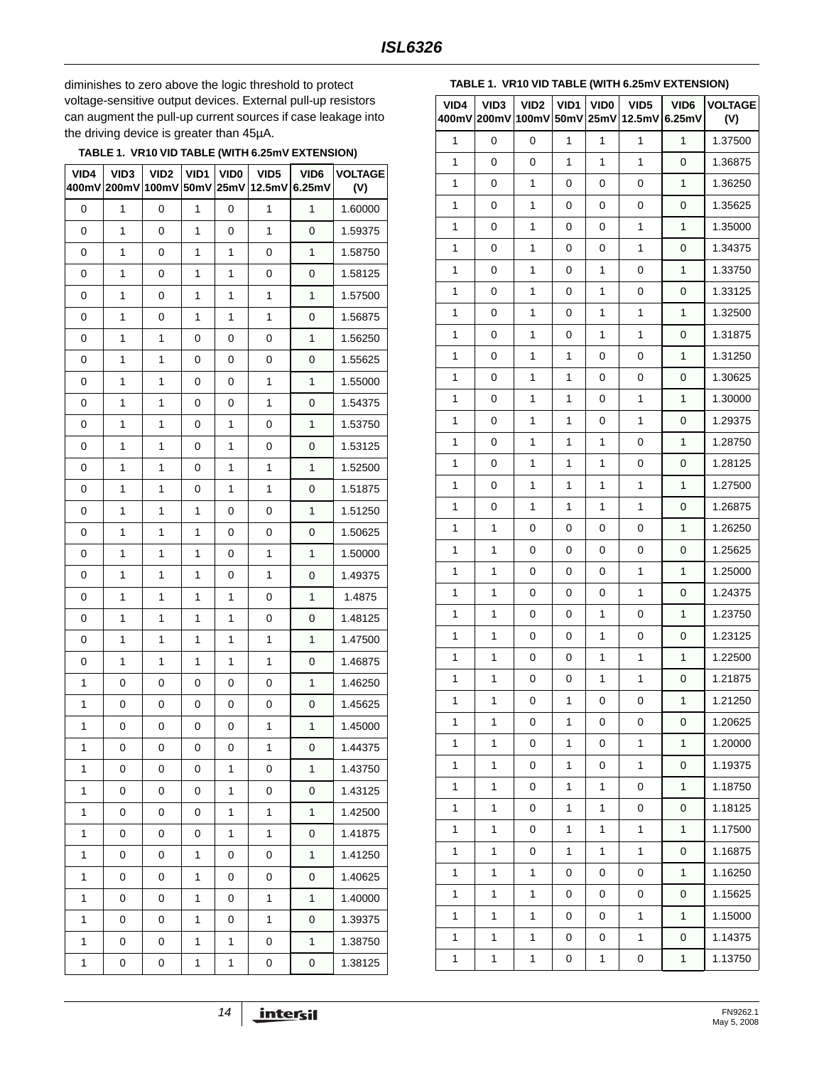diminishes to zero above the logic threshold to protect voltage-sensitive output devices. External pull-up resistors can augment the pull-up current sources if case leakage into the driving device is greater than 45µA.

**TABLE 1. VR10 VID TABLE (WITH 6.25mV EXTENSION)**

| VID4 400mV | VID3 200mV | VID2 100mV | VID1 50mV | VID0 25mV | VID5 12.5mV | VID6 6.25mV | VOLTAGE (V) |
|---|---|---|---|---|---|---|---|
| 0 | 1 | 0 | 1 | 0 | 1 | 1 | 1.60000 |
| 0 | 1 | 0 | 1 | 0 | 1 | 0 | 1.59375 |
| 0 | 1 | 0 | 1 | 1 | 0 | 1 | 1.58750 |
| 0 | 1 | 0 | 1 | 1 | 0 | 0 | 1.58125 |
| 0 | 1 | 0 | 1 | 1 | 1 | 1 | 1.57500 |
| 0 | 1 | 0 | 1 | 1 | 1 | 0 | 1.56875 |
| 0 | 1 | 1 | 0 | 0 | 0 | 1 | 1.56250 |
| 0 | 1 | 1 | 0 | 0 | 0 | 0 | 1.55625 |
| 0 | 1 | 1 | 0 | 0 | 1 | 1 | 1.55000 |
| 0 | 1 | 1 | 0 | 0 | 1 | 0 | 1.54375 |
| 0 | 1 | 1 | 0 | 1 | 0 | 1 | 1.53750 |
| 0 | 1 | 1 | 0 | 1 | 0 | 0 | 1.53125 |
| 0 | 1 | 1 | 0 | 1 | 1 | 1 | 1.52500 |
| 0 | 1 | 1 | 0 | 1 | 1 | 0 | 1.51875 |
| 0 | 1 | 1 | 1 | 0 | 0 | 1 | 1.51250 |
| 0 | 1 | 1 | 1 | 0 | 0 | 0 | 1.50625 |
| 0 | 1 | 1 | 1 | 0 | 1 | 1 | 1.50000 |
| 0 | 1 | 1 | 1 | 0 | 1 | 0 | 1.49375 |
| 0 | 1 | 1 | 1 | 1 | 0 | 1 | 1.4875 |
| 0 | 1 | 1 | 1 | 1 | 0 | 0 | 1.48125 |
| 0 | 1 | 1 | 1 | 1 | 1 | 1 | 1.47500 |
| 0 | 1 | 1 | 1 | 1 | 1 | 0 | 1.46875 |
| 1 | 0 | 0 | 0 | 0 | 0 | 1 | 1.46250 |
| 1 | 0 | 0 | 0 | 0 | 0 | 0 | 1.45625 |
| 1 | 0 | 0 | 0 | 0 | 1 | 1 | 1.45000 |
| 1 | 0 | 0 | 0 | 0 | 1 | 0 | 1.44375 |
| 1 | 0 | 0 | 0 | 1 | 0 | 1 | 1.43750 |
| 1 | 0 | 0 | 0 | 1 | 0 | 0 | 1.43125 |
| 1 | 0 | 0 | 0 | 1 | 1 | 1 | 1.42500 |
| 1 | 0 | 0 | 0 | 1 | 1 | 0 | 1.41875 |
| 1 | 0 | 0 | 1 | 0 | 0 | 1 | 1.41250 |
| 1 | 0 | 0 | 1 | 0 | 0 | 0 | 1.40625 |
| 1 | 0 | 0 | 1 | 0 | 1 | 1 | 1.40000 |
| 1 | 0 | 0 | 1 | 0 | 1 | 0 | 1.39375 |
| 1 | 0 | 0 | 1 | 1 | 0 | 1 | 1.38750 |
| 1 | 0 | 0 | 1 | 1 | 0 | 0 | 1.38125 |
| 1 | 0 | 0 | 1 | 1 | 1 | 1 | 1.37500 |
| 1 | 0 | 0 | 1 | 1 | 1 | 0 | 1.36875 |
| 1 | 0 | 1 | 0 | 0 | 0 | 1 | 1.36250 |
| 1 | 0 | 1 | 0 | 0 | 0 | 0 | 1.35625 |
| 1 | 0 | 1 | 0 | 0 | 1 | 1 | 1.35000 |
| 1 | 0 | 1 | 0 | 0 | 1 | 0 | 1.34375 |
| 1 | 0 | 1 | 0 | 1 | 0 | 1 | 1.33750 |
| 1 | 0 | 1 | 0 | 1 | 0 | 0 | 1.33125 |
| 1 | 0 | 1 | 0 | 1 | 1 | 1 | 1.32500 |
| 1 | 0 | 1 | 0 | 1 | 1 | 0 | 1.31875 |
| 1 | 0 | 1 | 1 | 0 | 0 | 1 | 1.31250 |
| 1 | 0 | 1 | 1 | 0 | 0 | 0 | 1.30625 |
| 1 | 0 | 1 | 1 | 0 | 1 | 1 | 1.30000 |
| 1 | 0 | 1 | 1 | 0 | 1 | 0 | 1.29375 |
| 1 | 0 | 1 | 1 | 1 | 0 | 1 | 1.28750 |
| 1 | 0 | 1 | 1 | 1 | 0 | 0 | 1.28125 |
| 1 | 0 | 1 | 1 | 1 | 1 | 1 | 1.27500 |
| 1 | 0 | 1 | 1 | 1 | 1 | 0 | 1.26875 |
| 1 | 1 | 0 | 0 | 0 | 0 | 1 | 1.26250 |
| 1 | 1 | 0 | 0 | 0 | 0 | 0 | 1.25625 |
| 1 | 1 | 0 | 0 | 0 | 1 | 1 | 1.25000 |
| 1 | 1 | 0 | 0 | 0 | 1 | 0 | 1.24375 |
| 1 | 1 | 0 | 0 | 1 | 0 | 1 | 1.23750 |
| 1 | 1 | 0 | 0 | 1 | 0 | 0 | 1.23125 |
| 1 | 1 | 0 | 0 | 1 | 1 | 1 | 1.22500 |
| 1 | 1 | 0 | 0 | 1 | 1 | 0 | 1.21875 |
| 1 | 1 | 0 | 1 | 0 | 0 | 1 | 1.21250 |
| 1 | 1 | 0 | 1 | 0 | 0 | 0 | 1.20625 |
| 1 | 1 | 0 | 1 | 0 | 1 | 1 | 1.20000 |
| 1 | 1 | 0 | 1 | 0 | 1 | 0 | 1.19375 |
| 1 | 1 | 0 | 1 | 1 | 0 | 1 | 1.18750 |
| 1 | 1 | 0 | 1 | 1 | 0 | 0 | 1.18125 |
| 1 | 1 | 0 | 1 | 1 | 1 | 1 | 1.17500 |
| 1 | 1 | 0 | 1 | 1 | 1 | 0 | 1.16875 |
| 1 | 1 | 1 | 0 | 0 | 0 | 1 | 1.16250 |
| 1 | 1 | 1 | 0 | 0 | 0 | 0 | 1.15625 |
| 1 | 1 | 1 | 0 | 0 | 1 | 1 | 1.15000 |
| 1 | 1 | 1 | 0 | 0 | 1 | 0 | 1.14375 |
| 1 | 1 | 1 | 0 | 1 | 0 | 1 | 1.13750 |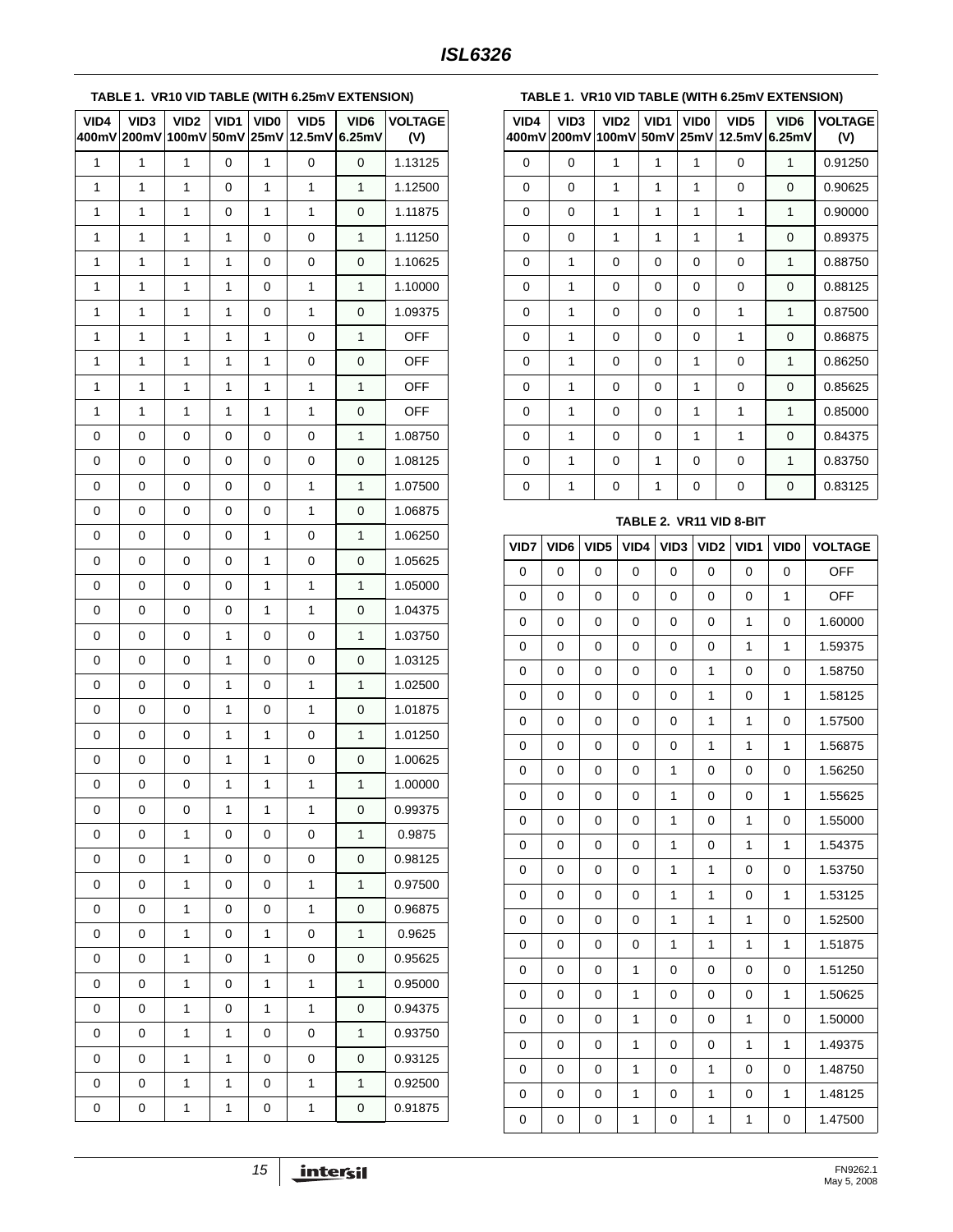**TABLE 1. VR10 VID TABLE (WITH 6.25mV EXTENSION)**

| VID4 400mV | VID3 200mV | VID2 100mV | VID1 50mV | VID0 25mV | VID5 12.5mV | VID6 6.25mV | VOLTAGE (V) |
|---|---|---|---|---|---|---|---|
| 1 | 1 | 1 | 0 | 1 | 0 | 0 | 1.13125 |
| 1 | 1 | 1 | 0 | 1 | 1 | 1 | 1.12500 |
| 1 | 1 | 1 | 0 | 1 | 1 | 0 | 1.11875 |
| 1 | 1 | 1 | 1 | 0 | 0 | 1 | 1.11250 |
| 1 | 1 | 1 | 1 | 0 | 0 | 0 | 1.10625 |
| 1 | 1 | 1 | 1 | 0 | 1 | 1 | 1.10000 |
| 1 | 1 | 1 | 1 | 0 | 1 | 0 | 1.09375 |
| 1 | 1 | 1 | 1 | 1 | 0 | 1 | OFF |
| 1 | 1 | 1 | 1 | 1 | 0 | 0 | OFF |
| 1 | 1 | 1 | 1 | 1 | 1 | 1 | OFF |
| 1 | 1 | 1 | 1 | 1 | 1 | 0 | OFF |
| 0 | 0 | 0 | 0 | 0 | 0 | 1 | 1.08750 |
| 0 | 0 | 0 | 0 | 0 | 0 | 0 | 1.08125 |
| 0 | 0 | 0 | 0 | 0 | 1 | 1 | 1.07500 |
| 0 | 0 | 0 | 0 | 0 | 1 | 0 | 1.06875 |
| 0 | 0 | 0 | 0 | 1 | 0 | 1 | 1.06250 |
| 0 | 0 | 0 | 0 | 1 | 0 | 0 | 1.05625 |
| 0 | 0 | 0 | 0 | 1 | 1 | 1 | 1.05000 |
| 0 | 0 | 0 | 0 | 1 | 1 | 0 | 1.04375 |
| 0 | 0 | 0 | 1 | 0 | 0 | 1 | 1.03750 |
| 0 | 0 | 0 | 1 | 0 | 0 | 0 | 1.03125 |
| 0 | 0 | 0 | 1 | 0 | 1 | 1 | 1.02500 |
| 0 | 0 | 0 | 1 | 0 | 1 | 0 | 1.01875 |
| 0 | 0 | 0 | 1 | 1 | 0 | 1 | 1.01250 |
| 0 | 0 | 0 | 1 | 1 | 0 | 0 | 1.00625 |
| 0 | 0 | 0 | 1 | 1 | 1 | 1 | 1.00000 |
| 0 | 0 | 0 | 1 | 1 | 1 | 0 | 0.99375 |
| 0 | 0 | 1 | 0 | 0 | 0 | 1 | 0.9875 |
| 0 | 0 | 1 | 0 | 0 | 0 | 0 | 0.98125 |
| 0 | 0 | 1 | 0 | 0 | 1 | 1 | 0.97500 |
| 0 | 0 | 1 | 0 | 0 | 1 | 0 | 0.96875 |
| 0 | 0 | 1 | 0 | 1 | 0 | 1 | 0.9625 |
| 0 | 0 | 1 | 0 | 1 | 0 | 0 | 0.95625 |
| 0 | 0 | 1 | 0 | 1 | 1 | 1 | 0.95000 |
| 0 | 0 | 1 | 0 | 1 | 1 | 0 | 0.94375 |
| 0 | 0 | 1 | 1 | 0 | 0 | 1 | 0.93750 |
| 0 | 0 | 1 | 1 | 0 | 0 | 0 | 0.93125 |
| 0 | 0 | 1 | 1 | 0 | 1 | 1 | 0.92500 |
| 0 | 0 | 1 | 1 | 0 | 1 | 0 | 0.91875 |
| 0 | 0 | 1 | 1 | 1 | 0 | 1 | 0.91250 |
| 0 | 0 | 1 | 1 | 1 | 0 | 0 | 0.90625 |
| 0 | 0 | 1 | 1 | 1 | 1 | 1 | 0.90000 |
| 0 | 0 | 1 | 1 | 1 | 1 | 0 | 0.89375 |
| 0 | 1 | 0 | 0 | 0 | 0 | 1 | 0.88750 |
| 0 | 1 | 0 | 0 | 0 | 0 | 0 | 0.88125 |
| 0 | 1 | 0 | 0 | 0 | 1 | 1 | 0.87500 |
| 0 | 1 | 0 | 0 | 0 | 1 | 0 | 0.86875 |
| 0 | 1 | 0 | 0 | 1 | 0 | 1 | 0.86250 |
| 0 | 1 | 0 | 0 | 1 | 0 | 0 | 0.85625 |
| 0 | 1 | 0 | 0 | 1 | 1 | 1 | 0.85000 |
| 0 | 1 | 0 | 0 | 1 | 1 | 0 | 0.84375 |
| 0 | 1 | 0 | 1 | 0 | 0 | 1 | 0.83750 |
| 0 | 1 | 0 | 1 | 0 | 0 | 0 | 0.83125 |

**TABLE 2. VR11 VID 8-BIT**

| VID7 | VID6 | VID5 | VID4 | VID3 | VID2 | VID1 | VID0 | VOLTAGE |
|---|---|---|---|---|---|---|---|---|
| 0 | 0 | 0 | 0 | 0 | 0 | 0 | 0 | OFF |
| 0 | 0 | 0 | 0 | 0 | 0 | 0 | 1 | OFF |
| 0 | 0 | 0 | 0 | 0 | 0 | 1 | 0 | 1.60000 |
| 0 | 0 | 0 | 0 | 0 | 0 | 1 | 1 | 1.59375 |
| 0 | 0 | 0 | 0 | 0 | 1 | 0 | 0 | 1.58750 |
| 0 | 0 | 0 | 0 | 0 | 1 | 0 | 1 | 1.58125 |
| 0 | 0 | 0 | 0 | 0 | 1 | 1 | 0 | 1.57500 |
| 0 | 0 | 0 | 0 | 0 | 1 | 1 | 1 | 1.56875 |
| 0 | 0 | 0 | 0 | 1 | 0 | 0 | 0 | 1.56250 |
| 0 | 0 | 0 | 0 | 1 | 0 | 0 | 1 | 1.55625 |
| 0 | 0 | 0 | 0 | 1 | 0 | 1 | 0 | 1.55000 |
| 0 | 0 | 0 | 0 | 1 | 0 | 1 | 1 | 1.54375 |
| 0 | 0 | 0 | 0 | 1 | 1 | 0 | 0 | 1.53750 |
| 0 | 0 | 0 | 0 | 1 | 1 | 0 | 1 | 1.53125 |
| 0 | 0 | 0 | 0 | 1 | 1 | 1 | 0 | 1.52500 |
| 0 | 0 | 0 | 0 | 1 | 1 | 1 | 1 | 1.51875 |
| 0 | 0 | 0 | 1 | 0 | 0 | 0 | 0 | 1.51250 |
| 0 | 0 | 0 | 1 | 0 | 0 | 0 | 1 | 1.50625 |
| 0 | 0 | 0 | 1 | 0 | 0 | 1 | 0 | 1.50000 |
| 0 | 0 | 0 | 1 | 0 | 0 | 1 | 1 | 1.49375 |
| 0 | 0 | 0 | 1 | 0 | 1 | 0 | 0 | 1.48750 |
| 0 | 0 | 0 | 1 | 0 | 1 | 0 | 1 | 1.48125 |
| 0 | 0 | 0 | 1 | 0 | 1 | 1 | 0 | 1.47500 |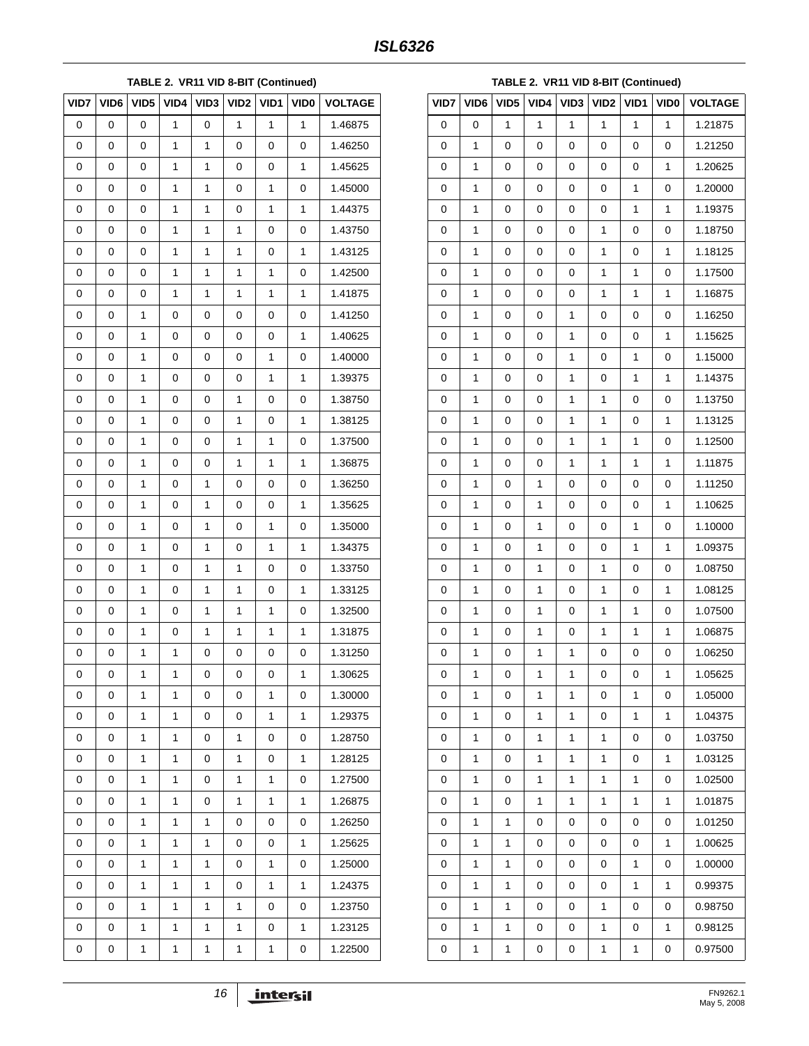**TABLE 2. VR11 VID 8-BIT (Continued)**

| VID7 | VID6 | VID5 | VID4 | VID3 | VID2 | VID1 | VID0 | VOLTAGE |
|---|---|---|---|---|---|---|---|---|
| 0 | 0 | 0 | 1 | 0 | 1 | 1 | 1 | 1.46875 |
| 0 | 0 | 0 | 1 | 1 | 0 | 0 | 0 | 1.46250 |
| 0 | 0 | 0 | 1 | 1 | 0 | 0 | 1 | 1.45625 |
| 0 | 0 | 0 | 1 | 1 | 0 | 1 | 0 | 1.45000 |
| 0 | 0 | 0 | 1 | 1 | 0 | 1 | 1 | 1.44375 |
| 0 | 0 | 0 | 1 | 1 | 1 | 0 | 0 | 1.43750 |
| 0 | 0 | 0 | 1 | 1 | 1 | 0 | 1 | 1.43125 |
| 0 | 0 | 0 | 1 | 1 | 1 | 1 | 0 | 1.42500 |
| 0 | 0 | 0 | 1 | 1 | 1 | 1 | 1 | 1.41875 |
| 0 | 0 | 1 | 0 | 0 | 0 | 0 | 0 | 1.41250 |
| 0 | 0 | 1 | 0 | 0 | 0 | 0 | 1 | 1.40625 |
| 0 | 0 | 1 | 0 | 0 | 0 | 1 | 0 | 1.40000 |
| 0 | 0 | 1 | 0 | 0 | 0 | 1 | 1 | 1.39375 |
| 0 | 0 | 1 | 0 | 0 | 1 | 0 | 0 | 1.38750 |
| 0 | 0 | 1 | 0 | 0 | 1 | 0 | 1 | 1.38125 |
| 0 | 0 | 1 | 0 | 0 | 1 | 1 | 0 | 1.37500 |
| 0 | 0 | 1 | 0 | 0 | 1 | 1 | 1 | 1.36875 |
| 0 | 0 | 1 | 0 | 1 | 0 | 0 | 0 | 1.36250 |
| 0 | 0 | 1 | 0 | 1 | 0 | 0 | 1 | 1.35625 |
| 0 | 0 | 1 | 0 | 1 | 0 | 1 | 0 | 1.35000 |
| 0 | 0 | 1 | 0 | 1 | 0 | 1 | 1 | 1.34375 |
| 0 | 0 | 1 | 0 | 1 | 1 | 0 | 0 | 1.33750 |
| 0 | 0 | 1 | 0 | 1 | 1 | 0 | 1 | 1.33125 |
| 0 | 0 | 1 | 0 | 1 | 1 | 1 | 0 | 1.32500 |
| 0 | 0 | 1 | 0 | 1 | 1 | 1 | 1 | 1.31875 |
| 0 | 0 | 1 | 1 | 0 | 0 | 0 | 0 | 1.31250 |
| 0 | 0 | 1 | 1 | 0 | 0 | 0 | 1 | 1.30625 |
| 0 | 0 | 1 | 1 | 0 | 0 | 1 | 0 | 1.30000 |
| 0 | 0 | 1 | 1 | 0 | 0 | 1 | 1 | 1.29375 |
| 0 | 0 | 1 | 1 | 0 | 1 | 0 | 0 | 1.28750 |
| 0 | 0 | 1 | 1 | 0 | 1 | 0 | 1 | 1.28125 |
| 0 | 0 | 1 | 1 | 0 | 1 | 1 | 0 | 1.27500 |
| 0 | 0 | 1 | 1 | 0 | 1 | 1 | 1 | 1.26875 |
| 0 | 0 | 1 | 1 | 1 | 0 | 0 | 0 | 1.26250 |
| 0 | 0 | 1 | 1 | 1 | 0 | 0 | 1 | 1.25625 |
| 0 | 0 | 1 | 1 | 1 | 0 | 1 | 0 | 1.25000 |
| 0 | 0 | 1 | 1 | 1 | 0 | 1 | 1 | 1.24375 |
| 0 | 0 | 1 | 1 | 1 | 1 | 0 | 0 | 1.23750 |
| 0 | 0 | 1 | 1 | 1 | 1 | 0 | 1 | 1.23125 |
| 0 | 0 | 1 | 1 | 1 | 1 | 1 | 0 | 1.22500 |
| 0 | 0 | 1 | 1 | 1 | 1 | 1 | 1 | 1.21875 |
| 0 | 1 | 0 | 0 | 0 | 0 | 0 | 0 | 1.21250 |
| 0 | 1 | 0 | 0 | 0 | 0 | 0 | 1 | 1.20625 |
| 0 | 1 | 0 | 0 | 0 | 0 | 1 | 0 | 1.20000 |
| 0 | 1 | 0 | 0 | 0 | 0 | 1 | 1 | 1.19375 |
| 0 | 1 | 0 | 0 | 0 | 1 | 0 | 0 | 1.18750 |
| 0 | 1 | 0 | 0 | 0 | 1 | 0 | 1 | 1.18125 |
| 0 | 1 | 0 | 0 | 0 | 1 | 1 | 0 | 1.17500 |
| 0 | 1 | 0 | 0 | 0 | 1 | 1 | 1 | 1.16875 |
| 0 | 1 | 0 | 0 | 1 | 0 | 0 | 0 | 1.16250 |
| 0 | 1 | 0 | 0 | 1 | 0 | 0 | 1 | 1.15625 |
| 0 | 1 | 0 | 0 | 1 | 0 | 1 | 0 | 1.15000 |
| 0 | 1 | 0 | 0 | 1 | 0 | 1 | 1 | 1.14375 |
| 0 | 1 | 0 | 0 | 1 | 1 | 0 | 0 | 1.13750 |
| 0 | 1 | 0 | 0 | 1 | 1 | 0 | 1 | 1.13125 |
| 0 | 1 | 0 | 0 | 1 | 1 | 1 | 0 | 1.12500 |
| 0 | 1 | 0 | 0 | 1 | 1 | 1 | 1 | 1.11875 |
| 0 | 1 | 0 | 1 | 0 | 0 | 0 | 0 | 1.11250 |
| 0 | 1 | 0 | 1 | 0 | 0 | 0 | 1 | 1.10625 |
| 0 | 1 | 0 | 1 | 0 | 0 | 1 | 0 | 1.10000 |
| 0 | 1 | 0 | 1 | 0 | 0 | 1 | 1 | 1.09375 |
| 0 | 1 | 0 | 1 | 0 | 1 | 0 | 0 | 1.08750 |
| 0 | 1 | 0 | 1 | 0 | 1 | 0 | 1 | 1.08125 |
| 0 | 1 | 0 | 1 | 0 | 1 | 1 | 0 | 1.07500 |
| 0 | 1 | 0 | 1 | 0 | 1 | 1 | 1 | 1.06875 |
| 0 | 1 | 0 | 1 | 1 | 0 | 0 | 0 | 1.06250 |
| 0 | 1 | 0 | 1 | 1 | 0 | 0 | 1 | 1.05625 |
| 0 | 1 | 0 | 1 | 1 | 0 | 1 | 0 | 1.05000 |
| 0 | 1 | 0 | 1 | 1 | 0 | 1 | 1 | 1.04375 |
| 0 | 1 | 0 | 1 | 1 | 1 | 0 | 0 | 1.03750 |
| 0 | 1 | 0 | 1 | 1 | 1 | 0 | 1 | 1.03125 |
| 0 | 1 | 0 | 1 | 1 | 1 | 1 | 0 | 1.02500 |
| 0 | 1 | 0 | 1 | 1 | 1 | 1 | 1 | 1.01875 |
| 0 | 1 | 1 | 0 | 0 | 0 | 0 | 0 | 1.01250 |
| 0 | 1 | 1 | 0 | 0 | 0 | 0 | 1 | 1.00625 |
| 0 | 1 | 1 | 0 | 0 | 0 | 1 | 0 | 1.00000 |
| 0 | 1 | 1 | 0 | 0 | 0 | 1 | 1 | 0.99375 |
| 0 | 1 | 1 | 0 | 0 | 1 | 0 | 0 | 0.98750 |
| 0 | 1 | 1 | 0 | 0 | 1 | 0 | 1 | 0.98125 |
| 0 | 1 | 1 | 0 | 0 | 1 | 1 | 0 | 0.97500 |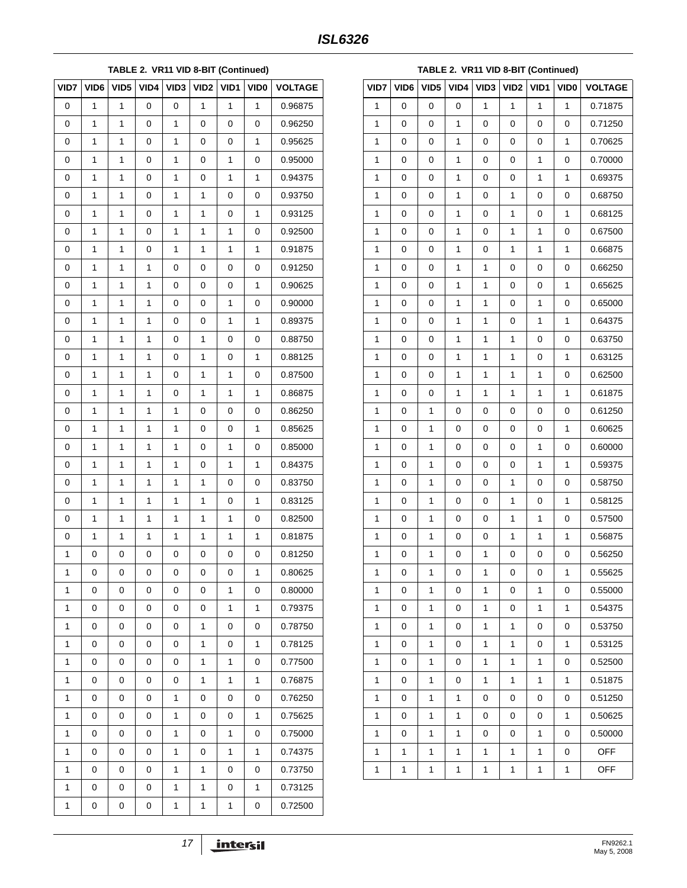**TABLE 2. VR11 VID 8-BIT (Continued)**

| VID7 | VID6 | VID5 | VID4 | VID3 | VID2 | VID1 | VID0 | VOLTAGE |
|---|---|---|---|---|---|---|---|---|
| 0 | 1 | 1 | 0 | 0 | 1 | 1 | 1 | 0.96875 |
| 0 | 1 | 1 | 0 | 1 | 0 | 0 | 0 | 0.96250 |
| 0 | 1 | 1 | 0 | 1 | 0 | 0 | 1 | 0.95625 |
| 0 | 1 | 1 | 0 | 1 | 0 | 1 | 0 | 0.95000 |
| 0 | 1 | 1 | 0 | 1 | 0 | 1 | 1 | 0.94375 |
| 0 | 1 | 1 | 0 | 1 | 1 | 0 | 0 | 0.93750 |
| 0 | 1 | 1 | 0 | 1 | 1 | 0 | 1 | 0.93125 |
| 0 | 1 | 1 | 0 | 1 | 1 | 1 | 0 | 0.92500 |
| 0 | 1 | 1 | 0 | 1 | 1 | 1 | 1 | 0.91875 |
| 0 | 1 | 1 | 1 | 0 | 0 | 0 | 0 | 0.91250 |
| 0 | 1 | 1 | 1 | 0 | 0 | 0 | 1 | 0.90625 |
| 0 | 1 | 1 | 1 | 0 | 0 | 1 | 0 | 0.90000 |
| 0 | 1 | 1 | 1 | 0 | 0 | 1 | 1 | 0.89375 |
| 0 | 1 | 1 | 1 | 0 | 1 | 0 | 0 | 0.88750 |
| 0 | 1 | 1 | 1 | 0 | 1 | 0 | 1 | 0.88125 |
| 0 | 1 | 1 | 1 | 0 | 1 | 1 | 0 | 0.87500 |
| 0 | 1 | 1 | 1 | 0 | 1 | 1 | 1 | 0.86875 |
| 0 | 1 | 1 | 1 | 1 | 0 | 0 | 0 | 0.86250 |
| 0 | 1 | 1 | 1 | 1 | 0 | 0 | 1 | 0.85625 |
| 0 | 1 | 1 | 1 | 1 | 0 | 1 | 0 | 0.85000 |
| 0 | 1 | 1 | 1 | 1 | 0 | 1 | 1 | 0.84375 |
| 0 | 1 | 1 | 1 | 1 | 1 | 0 | 0 | 0.83750 |
| 0 | 1 | 1 | 1 | 1 | 1 | 0 | 1 | 0.83125 |
| 0 | 1 | 1 | 1 | 1 | 1 | 1 | 0 | 0.82500 |
| 0 | 1 | 1 | 1 | 1 | 1 | 1 | 1 | 0.81875 |
| 1 | 0 | 0 | 0 | 0 | 0 | 0 | 0 | 0.81250 |
| 1 | 0 | 0 | 0 | 0 | 0 | 0 | 1 | 0.80625 |
| 1 | 0 | 0 | 0 | 0 | 0 | 1 | 0 | 0.80000 |
| 1 | 0 | 0 | 0 | 0 | 0 | 1 | 1 | 0.79375 |
| 1 | 0 | 0 | 0 | 0 | 1 | 0 | 0 | 0.78750 |
| 1 | 0 | 0 | 0 | 0 | 1 | 0 | 1 | 0.78125 |
| 1 | 0 | 0 | 0 | 0 | 1 | 1 | 0 | 0.77500 |
| 1 | 0 | 0 | 0 | 0 | 1 | 1 | 1 | 0.76875 |
| 1 | 0 | 0 | 0 | 1 | 0 | 0 | 0 | 0.76250 |
| 1 | 0 | 0 | 0 | 1 | 0 | 0 | 1 | 0.75625 |
| 1 | 0 | 0 | 0 | 1 | 0 | 1 | 0 | 0.75000 |
| 1 | 0 | 0 | 0 | 1 | 0 | 1 | 1 | 0.74375 |
| 1 | 0 | 0 | 0 | 1 | 1 | 0 | 0 | 0.73750 |
| 1 | 0 | 0 | 0 | 1 | 1 | 0 | 1 | 0.73125 |
| 1 | 0 | 0 | 0 | 1 | 1 | 1 | 0 | 0.72500 |
| 1 | 0 | 0 | 0 | 1 | 1 | 1 | 1 | 0.71875 |
| 1 | 0 | 0 | 1 | 0 | 0 | 0 | 0 | 0.71250 |
| 1 | 0 | 0 | 1 | 0 | 0 | 0 | 1 | 0.70625 |
| 1 | 0 | 0 | 1 | 0 | 0 | 1 | 0 | 0.70000 |
| 1 | 0 | 0 | 1 | 0 | 0 | 1 | 1 | 0.69375 |
| 1 | 0 | 0 | 1 | 0 | 1 | 0 | 0 | 0.68750 |
| 1 | 0 | 0 | 1 | 0 | 1 | 0 | 1 | 0.68125 |
| 1 | 0 | 0 | 1 | 0 | 1 | 1 | 0 | 0.67500 |
| 1 | 0 | 0 | 1 | 0 | 1 | 1 | 1 | 0.66875 |
| 1 | 0 | 0 | 1 | 1 | 0 | 0 | 0 | 0.66250 |
| 1 | 0 | 0 | 1 | 1 | 0 | 0 | 1 | 0.65625 |
| 1 | 0 | 0 | 1 | 1 | 0 | 1 | 0 | 0.65000 |
| 1 | 0 | 0 | 1 | 1 | 0 | 1 | 1 | 0.64375 |
| 1 | 0 | 0 | 1 | 1 | 1 | 0 | 0 | 0.63750 |
| 1 | 0 | 0 | 1 | 1 | 1 | 0 | 1 | 0.63125 |
| 1 | 0 | 0 | 1 | 1 | 1 | 1 | 0 | 0.62500 |
| 1 | 0 | 0 | 1 | 1 | 1 | 1 | 1 | 0.61875 |
| 1 | 0 | 1 | 0 | 0 | 0 | 0 | 0 | 0.61250 |
| 1 | 0 | 1 | 0 | 0 | 0 | 0 | 1 | 0.60625 |
| 1 | 0 | 1 | 0 | 0 | 0 | 1 | 0 | 0.60000 |
| 1 | 0 | 1 | 0 | 0 | 0 | 1 | 1 | 0.59375 |
| 1 | 0 | 1 | 0 | 0 | 1 | 0 | 0 | 0.58750 |
| 1 | 0 | 1 | 0 | 0 | 1 | 0 | 1 | 0.58125 |
| 1 | 0 | 1 | 0 | 0 | 1 | 1 | 0 | 0.57500 |
| 1 | 0 | 1 | 0 | 0 | 1 | 1 | 1 | 0.56875 |
| 1 | 0 | 1 | 0 | 1 | 0 | 0 | 0 | 0.56250 |
| 1 | 0 | 1 | 0 | 1 | 0 | 0 | 1 | 0.55625 |
| 1 | 0 | 1 | 0 | 1 | 0 | 1 | 0 | 0.55000 |
| 1 | 0 | 1 | 0 | 1 | 0 | 1 | 1 | 0.54375 |
| 1 | 0 | 1 | 0 | 1 | 1 | 0 | 0 | 0.53750 |
| 1 | 0 | 1 | 0 | 1 | 1 | 0 | 1 | 0.53125 |
| 1 | 0 | 1 | 0 | 1 | 1 | 1 | 0 | 0.52500 |
| 1 | 0 | 1 | 0 | 1 | 1 | 1 | 1 | 0.51875 |
| 1 | 0 | 1 | 1 | 0 | 0 | 0 | 0 | 0.51250 |
| 1 | 0 | 1 | 1 | 0 | 0 | 0 | 1 | 0.50625 |
| 1 | 0 | 1 | 1 | 0 | 0 | 1 | 0 | 0.50000 |
| 1 | 1 | 1 | 1 | 1 | 1 | 1 | 0 | OFF |
| 1 | 1 | 1 | 1 | 1 | 1 | 1 | 1 | OFF |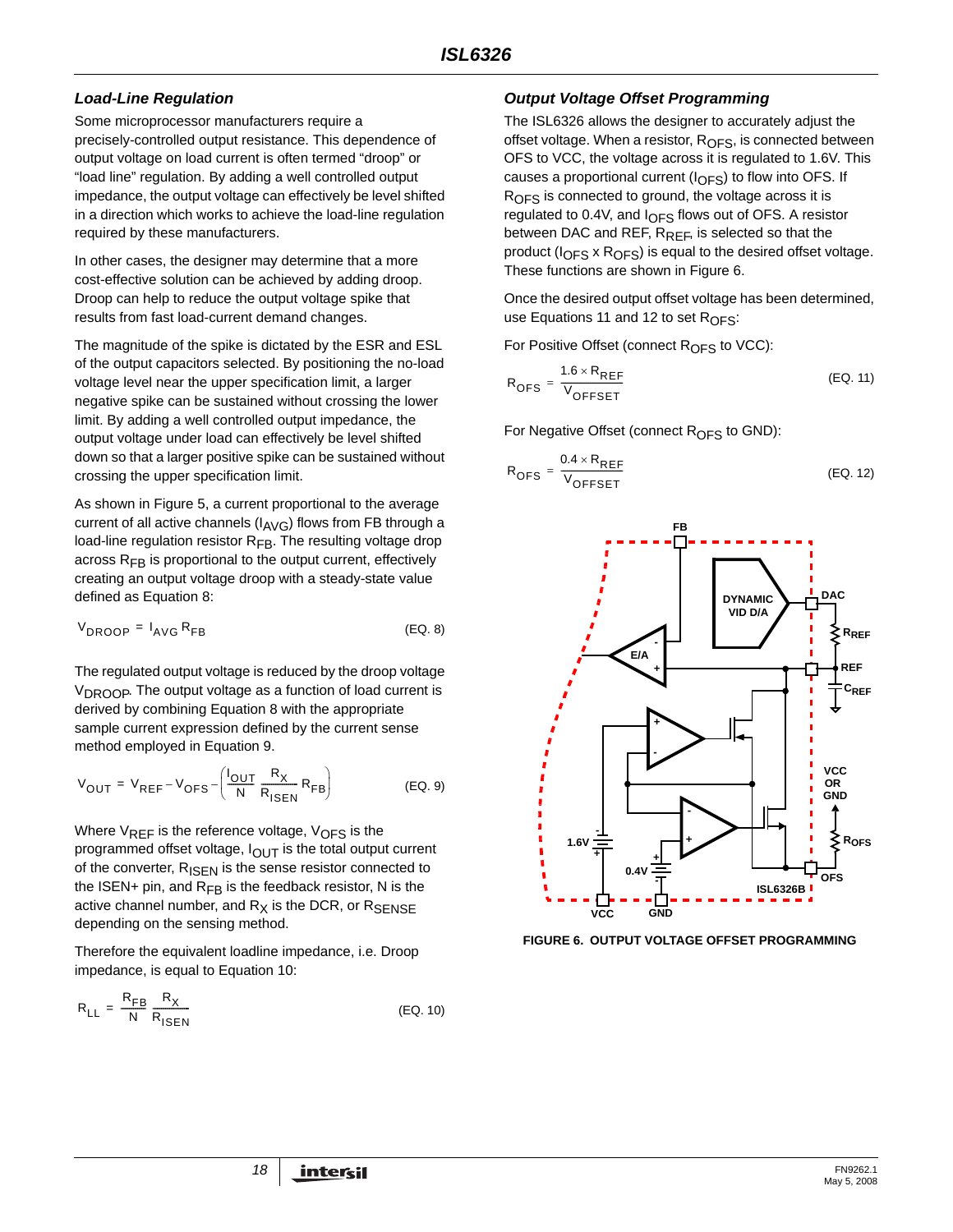### Load-Line Regulation

Some microprocessor manufacturers require a precisely-controlled output resistance. This dependence of output voltage on load current is often termed "droop" or "load line" regulation. By adding a well controlled output impedance, the output voltage can effectively be level shifted in a direction which works to achieve the load-line regulation required by these manufacturers.

In other cases, the designer may determine that a more cost-effective solution can be achieved by adding droop. Droop can help to reduce the output voltage spike that results from fast load-current demand changes.

The magnitude of the spike is dictated by the ESR and ESL of the output capacitors selected. By positioning the no-load voltage level near the upper specification limit, a larger negative spike can be sustained without crossing the lower limit. By adding a well controlled output impedance, the output voltage under load can effectively be level shifted down so that a larger positive spike can be sustained without crossing the upper specification limit.

As shown in Figure 5, a current proportional to the average current of all active channels ($I_{AVG}$) flows from FB through a load-line regulation resistor $R_{FB}$. The resulting voltage drop across $R_{FB}$ is proportional to the output current, effectively creating an output voltage droop with a steady-state value defined as Equation 8:

$$V_{DROOP} = I_{AVG} R_{FB} \qquad \text{(EQ. 8)}$$

The regulated output voltage is reduced by the droop voltage $V_{DROOP}$. The output voltage as a function of load current is derived by combining Equation 8 with the appropriate sample current expression defined by the current sense method employed in Equation 9.

$$V_{OUT} = V_{REF} - V_{OFS} - \left(\frac{I_{OUT}}{N} \frac{R_X}{R_{ISEN}} R_{FB}\right) \qquad \text{(EQ. 9)}$$

Where $V_{REF}$ is the reference voltage, $V_{OFS}$ is the programmed offset voltage, $I_{OUT}$ is the total output current of the converter, $R_{ISEN}$ is the sense resistor connected to the ISEN+ pin, and $R_{FB}$ is the feedback resistor, N is the active channel number, and $R_X$ is the DCR, or $R_{SENSE}$ depending on the sensing method.

Therefore the equivalent loadline impedance, i.e. Droop impedance, is equal to Equation 10:

$$R_{LL} = \frac{R_{FB}}{N} \frac{R_X}{R_{ISEN}} \qquad \text{(EQ. 10)}$$

### Output Voltage Offset Programming

The ISL6326 allows the designer to accurately adjust the offset voltage. When a resistor, $R_{OFS}$, is connected between OFS to VCC, the voltage across it is regulated to 1.6V. This causes a proportional current ($I_{OFS}$) to flow into OFS. If $R_{OFS}$ is connected to ground, the voltage across it is regulated to 0.4V, and $I_{OFS}$ flows out of OFS. A resistor between DAC and REF, $R_{REF}$, is selected so that the product ($I_{OFS}$ x $R_{OFS}$) is equal to the desired offset voltage. These functions are shown in Figure 6.

Once the desired output offset voltage has been determined, use Equations 11 and 12 to set $R_{OFS}$:

For Positive Offset (connect $R_{OFS}$ to VCC):

$$R_{OFS} = \frac{1.6 \times R_{REF}}{V_{OFFSET}} \qquad \text{(EQ. 11)}$$

For Negative Offset (connect $R_{OFS}$ to GND):

$$R_{OFS} = \frac{0.4 \times R_{REF}}{V_{OFFSET}} \qquad \text{(EQ. 12)}$$

FB
DYNAMIC VID D/A
DAC
E/A
$R_{REF}$
REF
$C_{REF}$
VCC OR GND
$R_{OFS}$
1.6V
0.4V
OFS
ISL6326B
VCC
GND

**FIGURE 6. OUTPUT VOLTAGE OFFSET PROGRAMMING**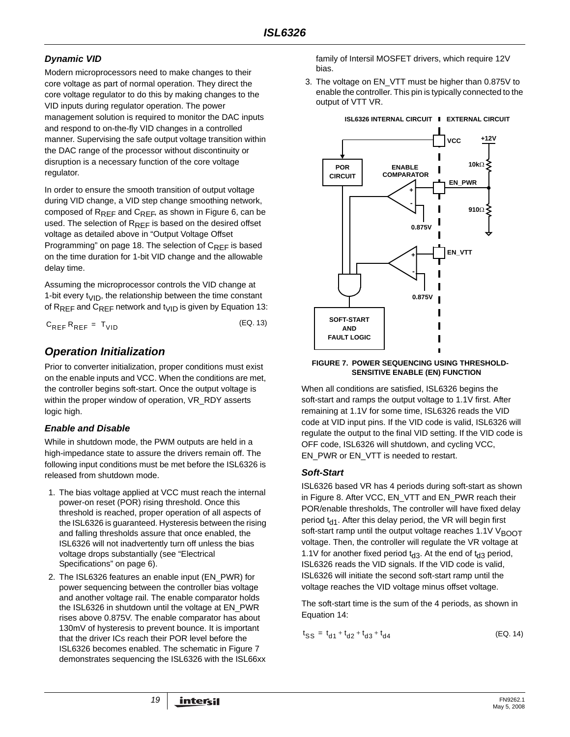### *Dynamic VID*

Modern microprocessors need to make changes to their core voltage as part of normal operation. They direct the core voltage regulator to do this by making changes to the VID inputs during regulator operation. The power management solution is required to monitor the DAC inputs and respond to on-the-fly VID changes in a controlled manner. Supervising the safe output voltage transition within the DAC range of the processor without discontinuity or disruption is a necessary function of the core voltage regulator.

In order to ensure the smooth transition of output voltage during VID change, a VID step change smoothing network, composed of $R_{REF}$ and $C_{REF}$, as shown in Figure 6, can be used. The selection of $R_{REF}$ is based on the desired offset voltage as detailed above in “Output Voltage Offset Programming” on page 18. The selection of $C_{REF}$ is based on the time duration for 1-bit VID change and the allowable delay time.

Assuming the microprocessor controls the VID change at 1-bit every $t_{VID}$, the relationship between the time constant of $R_{REF}$ and $C_{REF}$ network and $t_{VID}$ is given by Equation 13:

$$C_{REF} R_{REF} = T_{VID} \qquad \text{(EQ. 13)}$$

## *Operation Initialization*

Prior to converter initialization, proper conditions must exist on the enable inputs and VCC. When the conditions are met, the controller begins soft-start. Once the output voltage is within the proper window of operation, VR_RDY asserts logic high.

### *Enable and Disable*

While in shutdown mode, the PWM outputs are held in a high-impedance state to assure the drivers remain off. The following input conditions must be met before the ISL6326 is released from shutdown mode.

1. The bias voltage applied at VCC must reach the internal power-on reset (POR) rising threshold. Once this threshold is reached, proper operation of all aspects of the ISL6326 is guaranteed. Hysteresis between the rising and falling thresholds assure that once enabled, the ISL6326 will not inadvertently turn off unless the bias voltage drops substantially (see “Electrical Specifications” on page 6).
2. The ISL6326 features an enable input (EN_PWR) for power sequencing between the controller bias voltage and another voltage rail. The enable comparator holds the ISL6326 in shutdown until the voltage at EN_PWR rises above 0.875V. The enable comparator has about 130mV of hysteresis to prevent bounce. It is important that the driver ICs reach their POR level before the ISL6326 becomes enabled. The schematic in Figure 7 demonstrates sequencing the ISL6326 with the ISL66xx family of Intersil MOSFET drivers, which require 12V bias.
3. The voltage on EN_VTT must be higher than 0.875V to enable the controller. This pin is typically connected to the output of VTT VR.

ISL6326 INTERNAL CIRCUIT
EXTERNAL CIRCUIT
VCC
+12V
POR CIRCUIT
ENABLE COMPARATOR
10kΩ
EN_PWR
910Ω
0.875V
EN_VTT
0.875V
SOFT-START AND FAULT LOGIC

**FIGURE 7. POWER SEQUENCING USING THRESHOLD-SENSITIVE ENABLE (EN) FUNCTION**

When all conditions are satisfied, ISL6326 begins the soft-start and ramps the output voltage to 1.1V first. After remaining at 1.1V for some time, ISL6326 reads the VID code at VID input pins. If the VID code is valid, ISL6326 will regulate the output to the final VID setting. If the VID code is OFF code, ISL6326 will shutdown, and cycling VCC, EN_PWR or EN_VTT is needed to restart.

### *Soft-Start*

ISL6326 based VR has 4 periods during soft-start as shown in Figure 8. After VCC, EN_VTT and EN_PWR reach their POR/enable thresholds, The controller will have fixed delay period $t_{d1}$. After this delay period, the VR will begin first soft-start ramp until the output voltage reaches 1.1V $V_{BOOT}$ voltage. Then, the controller will regulate the VR voltage at 1.1V for another fixed period $t_{d3}$. At the end of $t_{d3}$ period, ISL6326 reads the VID signals. If the VID code is valid, ISL6326 will initiate the second soft-start ramp until the voltage reaches the VID voltage minus offset voltage.

The soft-start time is the sum of the 4 periods, as shown in Equation 14:

$$t_{SS} = t_{d1} + t_{d2} + t_{d3} + t_{d4} \qquad \text{(EQ. 14)}$$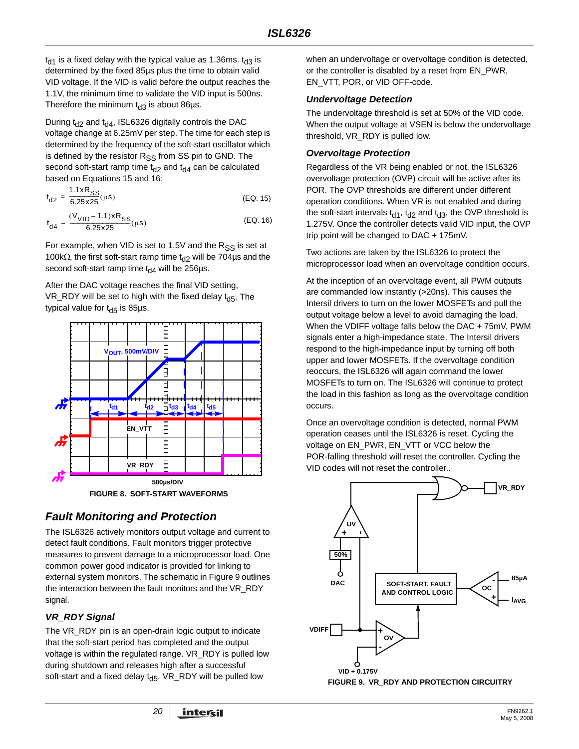$t_{d1}$ is a fixed delay with the typical value as 1.36ms. $t_{d3}$ is determined by the fixed 85µs plus the time to obtain valid VID voltage. If the VID is valid before the output reaches the 1.1V, the minimum time to validate the VID input is 500ns. Therefore the minimum $t_{d3}$ is about 86µs.

During $t_{d2}$ and $t_{d4}$, ISL6326 digitally controls the DAC voltage change at 6.25mV per step. The time for each step is determined by the frequency of the soft-start oscillator which is defined by the resistor $R_{SS}$ from SS pin to GND. The second soft-start ramp time $t_{d2}$ and $t_{d4}$ can be calculated based on Equations 15 and 16:

$$t_{d2} = \frac{1.1 x R_{SS}}{6.25 x 25}(\mu s) \quad \text{(EQ. 15)}$$

$$t_{d4} = \frac{(V_{VID} - 1.1) x R_{SS}}{6.25 x 25}(\mu s) \quad \text{(EQ. 16)}$$

For example, when VID is set to 1.5V and the $R_{SS}$ is set at 100kΩ, the first soft-start ramp time $t_{d2}$ will be 704µs and the second soft-start ramp time $t_{d4}$ will be 256µs.

After the DAC voltage reaches the final VID setting, VR_RDY will be set to high with the fixed delay $t_{d5}$. The typical value for $t_{d5}$ is 85µs.

$V_{OUT}$, 500mV/DIV

$t_{d1}$ $t_{d2}$ $t_{d3}$ $t_{d4}$ $t_{d5}$

EN_VTT

VR_RDY

500µs/DIV

FIGURE 8. SOFT-START WAVEFORMS

## Fault Monitoring and Protection

The ISL6326 actively monitors output voltage and current to detect fault conditions. Fault monitors trigger protective measures to prevent damage to a microprocessor load. One common power good indicator is provided for linking to external system monitors. The schematic in Figure 9 outlines the interaction between the fault monitors and the VR_RDY signal.

### VR_RDY Signal

The VR_RDY pin is an open-drain logic output to indicate that the soft-start period has completed and the output voltage is within the regulated range. VR_RDY is pulled low during shutdown and releases high after a successful soft-start and a fixed delay $t_{d5}$. VR_RDY will be pulled low when an undervoltage or overvoltage condition is detected, or the controller is disabled by a reset from EN_PWR, EN_VTT, POR, or VID OFF-code.

### Undervoltage Detection

The undervoltage threshold is set at 50% of the VID code. When the output voltage at VSEN is below the undervoltage threshold, VR_RDY is pulled low.

### Overvoltage Protection

Regardless of the VR being enabled or not, the ISL6326 overvoltage protection (OVP) circuit will be active after its POR. The OVP thresholds are different under different operation conditions. When VR is not enabled and during the soft-start intervals $t_{d1}$, $t_{d2}$ and $t_{d3}$, the OVP threshold is 1.275V. Once the controller detects valid VID input, the OVP trip point will be changed to DAC + 175mV.

Two actions are taken by the ISL6326 to protect the microprocessor load when an overvoltage condition occurs.

At the inception of an overvoltage event, all PWM outputs are commanded low instantly (>20ns). This causes the Intersil drivers to turn on the lower MOSFETs and pull the output voltage below a level to avoid damaging the load. When the VDIFF voltage falls below the DAC + 75mV, PWM signals enter a high-impedance state. The Intersil drivers respond to the high-impedance input by turning off both upper and lower MOSFETs. If the overvoltage condition reoccurs, the ISL6326 will again command the lower MOSFETs to turn on. The ISL6326 will continue to protect the load in this fashion as long as the overvoltage condition occurs.

Once an overvoltage condition is detected, normal PWM operation ceases until the ISL6326 is reset. Cycling the voltage on EN_PWR, EN_VTT or VCC below the POR-falling threshold will reset the controller. Cycling the VID codes will not reset the controller..

VR_RDY

UV

50%

DAC

SOFT-START, FAULT AND CONTROL LOGIC

OC

85µA

$I_{AVG}$

VDIFF

OV

VID + 0.175V

FIGURE 9. VR_RDY AND PROTECTION CIRCUITRY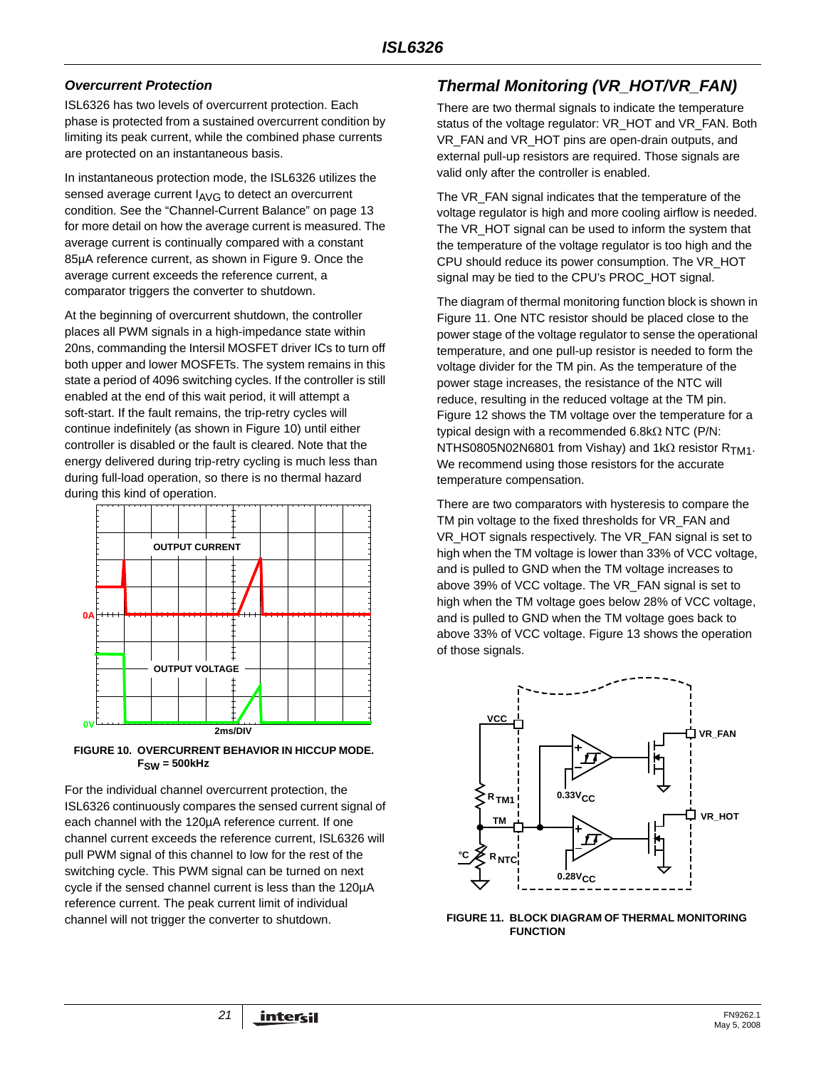### Overcurrent Protection

ISL6326 has two levels of overcurrent protection. Each phase is protected from a sustained overcurrent condition by limiting its peak current, while the combined phase currents are protected on an instantaneous basis.

In instantaneous protection mode, the ISL6326 utilizes the sensed average current $I_{AVG}$ to detect an overcurrent condition. See the “Channel-Current Balance” on page 13 for more detail on how the average current is measured. The average current is continually compared with a constant 85µA reference current, as shown in Figure 9. Once the average current exceeds the reference current, a comparator triggers the converter to shutdown.

At the beginning of overcurrent shutdown, the controller places all PWM signals in a high-impedance state within 20ns, commanding the Intersil MOSFET driver ICs to turn off both upper and lower MOSFETs. The system remains in this state a period of 4096 switching cycles. If the controller is still enabled at the end of this wait period, it will attempt a soft-start. If the fault remains, the trip-retry cycles will continue indefinitely (as shown in Figure 10) until either controller is disabled or the fault is cleared. Note that the energy delivered during trip-retry cycling is much less than during full-load operation, so there is no thermal hazard during this kind of operation.

OUTPUT CURRENT

0A

OUTPUT VOLTAGE

0V

2ms/DIV

**FIGURE 10. OVERCURRENT BEHAVIOR IN HICCUP MODE. $F_{SW}$ = 500kHz**

For the individual channel overcurrent protection, the ISL6326 continuously compares the sensed current signal of each channel with the 120µA reference current. If one channel current exceeds the reference current, ISL6326 will pull PWM signal of this channel to low for the rest of the switching cycle. This PWM signal can be turned on next cycle if the sensed channel current is less than the 120µA reference current. The peak current limit of individual channel will not trigger the converter to shutdown.

## Thermal Monitoring (VR_HOT/VR_FAN)

There are two thermal signals to indicate the temperature status of the voltage regulator: VR_HOT and VR_FAN. Both VR_FAN and VR_HOT pins are open-drain outputs, and external pull-up resistors are required. Those signals are valid only after the controller is enabled.

The VR_FAN signal indicates that the temperature of the voltage regulator is high and more cooling airflow is needed. The VR_HOT signal can be used to inform the system that the temperature of the voltage regulator is too high and the CPU should reduce its power consumption. The VR_HOT signal may be tied to the CPU's PROC_HOT signal.

The diagram of thermal monitoring function block is shown in Figure 11. One NTC resistor should be placed close to the power stage of the voltage regulator to sense the operational temperature, and one pull-up resistor is needed to form the voltage divider for the TM pin. As the temperature of the power stage increases, the resistance of the NTC will reduce, resulting in the reduced voltage at the TM pin. Figure 12 shows the TM voltage over the temperature for a typical design with a recommended 6.8kΩ NTC (P/N: NTHS0805N02N6801 from Vishay) and 1kΩ resistor $R_{TM1}$. We recommend using those resistors for the accurate temperature compensation.

There are two comparators with hysteresis to compare the TM pin voltage to the fixed thresholds for VR_FAN and VR_HOT signals respectively. The VR_FAN signal is set to high when the TM voltage is lower than 33% of VCC voltage, and is pulled to GND when the TM voltage increases to above 39% of VCC voltage. The VR_FAN signal is set to high when the TM voltage goes below 28% of VCC voltage, and is pulled to GND when the TM voltage goes back to above 33% of VCC voltage. Figure 13 shows the operation of those signals.

VCC

VR_FAN

$R_{TM1}$

$0.33V_{CC}$

TM

VR_HOT

°C

$R_{NTC}$

$0.28V_{CC}$

**FIGURE 11. BLOCK DIAGRAM OF THERMAL MONITORING FUNCTION**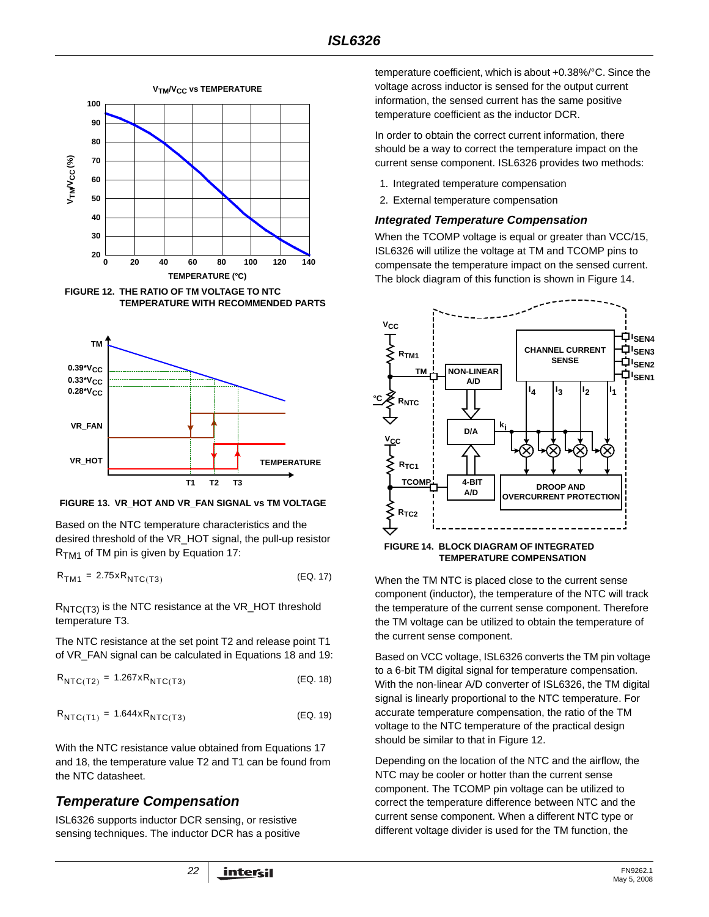$V_{TM}/V_{CC}$ vs TEMPERATURE

$V_{TM}/V_{CC}$ (%)

100
90
80
70
60
50
40
30
20

0 20 40 60 80 100 120 140

TEMPERATURE (°C)

FIGURE 12. THE RATIO OF TM VOLTAGE TO NTC TEMPERATURE WITH RECOMMENDED PARTS

TM

$0.39{*}V_{CC}$
$0.33{*}V_{CC}$
$0.28{*}V_{CC}$

VR_FAN

VR_HOT

TEMPERATURE

T1 T2 T3

FIGURE 13. VR_HOT AND VR_FAN SIGNAL vs TM VOLTAGE

Based on the NTC temperature characteristics and the desired threshold of the VR_HOT signal, the pull-up resistor $R_{TM1}$ of TM pin is given by Equation 17:

$$R_{TM1} = 2.75 \times R_{NTC(T3)} \quad \text{(EQ. 17)}$$

$R_{NTC(T3)}$ is the NTC resistance at the VR_HOT threshold temperature T3.

The NTC resistance at the set point T2 and release point T1 of VR_FAN signal can be calculated in Equations 18 and 19:

$$R_{NTC(T2)} = 1.267 \times R_{NTC(T3)} \quad \text{(EQ. 18)}$$

$$R_{NTC(T1)} = 1.644 \times R_{NTC(T3)} \quad \text{(EQ. 19)}$$

With the NTC resistance value obtained from Equations 17 and 18, the temperature value T2 and T1 can be found from the NTC datasheet.

## Temperature Compensation

ISL6326 supports inductor DCR sensing, or resistive sensing techniques. The inductor DCR has a positive temperature coefficient, which is about +0.38%/°C. Since the voltage across inductor is sensed for the output current information, the sensed current has the same positive temperature coefficient as the inductor DCR.

In order to obtain the correct current information, there should be a way to correct the temperature impact on the current sense component. ISL6326 provides two methods:

1. Integrated temperature compensation
2. External temperature compensation

### *Integrated Temperature Compensation*

When the TCOMP voltage is equal or greater than VCC/15, ISL6326 will utilize the voltage at TM and TCOMP pins to compensate the temperature impact on the sensed current. The block diagram of this function is shown in Figure 14.

$V_{CC}$ $R_{TM1}$ TM °C $R_{NTC}$ $V_{CC}$ $R_{TC1}$ TCOMP $R_{TC2}$

NON-LINEAR A/D

D/A

4-BIT A/D

$k_i$

CHANNEL CURRENT SENSE

$I_{SEN4}$ $I_{SEN3}$ $I_{SEN2}$ $I_{SEN1}$

$I_4$ $I_3$ $I_2$ $I_1$

DROOP AND OVERCURRENT PROTECTION

FIGURE 14. BLOCK DIAGRAM OF INTEGRATED TEMPERATURE COMPENSATION

When the TM NTC is placed close to the current sense component (inductor), the temperature of the NTC will track the temperature of the current sense component. Therefore the TM voltage can be utilized to obtain the temperature of the current sense component.

Based on VCC voltage, ISL6326 converts the TM pin voltage to a 6-bit TM digital signal for temperature compensation. With the non-linear A/D converter of ISL6326, the TM digital signal is linearly proportional to the NTC temperature. For accurate temperature compensation, the ratio of the TM voltage to the NTC temperature of the practical design should be similar to that in Figure 12.

Depending on the location of the NTC and the airflow, the NTC may be cooler or hotter than the current sense component. The TCOMP pin voltage can be utilized to correct the temperature difference between NTC and the current sense component. When a different NTC type or different voltage divider is used for the TM function, the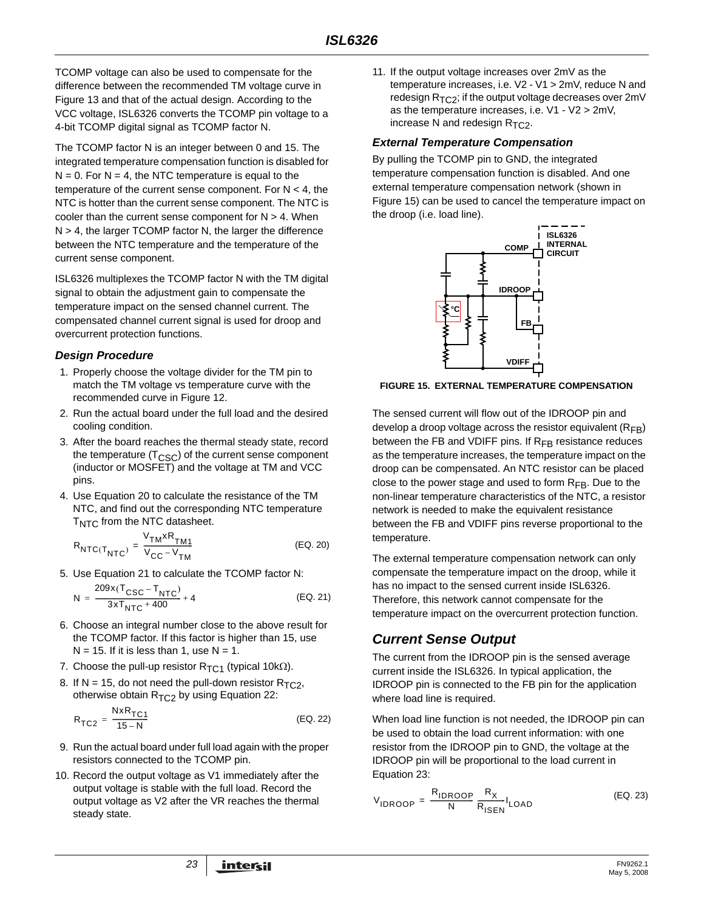TCOMP voltage can also be used to compensate for the difference between the recommended TM voltage curve in Figure 13 and that of the actual design. According to the VCC voltage, ISL6326 converts the TCOMP pin voltage to a 4-bit TCOMP digital signal as TCOMP factor N.

The TCOMP factor N is an integer between 0 and 15. The integrated temperature compensation function is disabled for $N = 0$. For $N = 4$, the NTC temperature is equal to the temperature of the current sense component. For $N < 4$, the NTC is hotter than the current sense component. The NTC is cooler than the current sense component for $N > 4$. When $N > 4$, the larger TCOMP factor N, the larger the difference between the NTC temperature and the temperature of the current sense component.

ISL6326 multiplexes the TCOMP factor N with the TM digital signal to obtain the adjustment gain to compensate the temperature impact on the sensed channel current. The compensated channel current signal is used for droop and overcurrent protection functions.

### Design Procedure

1. Properly choose the voltage divider for the TM pin to match the TM voltage vs temperature curve with the recommended curve in Figure 12.
2. Run the actual board under the full load and the desired cooling condition.
3. After the board reaches the thermal steady state, record the temperature ($T_{CSC}$) of the current sense component (inductor or MOSFET) and the voltage at TM and VCC pins.
4. Use Equation 20 to calculate the resistance of the TM NTC, and find out the corresponding NTC temperature $T_{NTC}$ from the NTC datasheet.

$$R_{NTC(T_{NTC})} = \frac{V_{TM} x R_{TM1}}{V_{CC} - V_{TM}} \quad \text{(EQ. 20)}$$

5. Use Equation 21 to calculate the TCOMP factor N:

$$N = \frac{209 x (T_{CSC} - T_{NTC})}{3 x T_{NTC} + 400} + 4 \quad \text{(EQ. 21)}$$

6. Choose an integral number close to the above result for the TCOMP factor. If this factor is higher than 15, use $N = 15$. If it is less than 1, use $N = 1$.
7. Choose the pull-up resistor $R_{TC1}$ (typical 10kΩ).
8. If $N = 15$, do not need the pull-down resistor $R_{TC2}$, otherwise obtain $R_{TC2}$ by using Equation 22:

$$R_{TC2} = \frac{N x R_{TC1}}{15 - N} \quad \text{(EQ. 22)}$$

9. Run the actual board under full load again with the proper resistors connected to the TCOMP pin.
10. Record the output voltage as V1 immediately after the output voltage is stable with the full load. Record the output voltage as V2 after the VR reaches the thermal steady state.
11. If the output voltage increases over 2mV as the temperature increases, i.e. V2 - V1 > 2mV, reduce N and redesign $R_{TC2}$; if the output voltage decreases over 2mV as the temperature increases, i.e. V1 - V2 > 2mV, increase N and redesign $R_{TC2}$.

### External Temperature Compensation

By pulling the TCOMP pin to GND, the integrated temperature compensation function is disabled. And one external temperature compensation network (shown in Figure 15) can be used to cancel the temperature impact on the droop (i.e. load line).

ISL6326 INTERNAL CIRCUIT
COMP
IDROOP
°C
FB
VDIFF

FIGURE 15. EXTERNAL TEMPERATURE COMPENSATION

The sensed current will flow out of the IDROOP pin and develop a droop voltage across the resistor equivalent ($R_{FB}$) between the FB and VDIFF pins. If $R_{FB}$ resistance reduces as the temperature increases, the temperature impact on the droop can be compensated. An NTC resistor can be placed close to the power stage and used to form $R_{FB}$. Due to the non-linear temperature characteristics of the NTC, a resistor network is needed to make the equivalent resistance between the FB and VDIFF pins reverse proportional to the temperature.

The external temperature compensation network can only compensate the temperature impact on the droop, while it has no impact to the sensed current inside ISL6326. Therefore, this network cannot compensate for the temperature impact on the overcurrent protection function.

## Current Sense Output

The current from the IDROOP pin is the sensed average current inside the ISL6326. In typical application, the IDROOP pin is connected to the FB pin for the application where load line is required.

When load line function is not needed, the IDROOP pin can be used to obtain the load current information: with one resistor from the IDROOP pin to GND, the voltage at the IDROOP pin will be proportional to the load current in Equation 23:

$$V_{IDROOP} = \frac{R_{IDROOP}}{N} \frac{R_X}{R_{ISEN}} I_{LOAD} \quad \text{(EQ. 23)}$$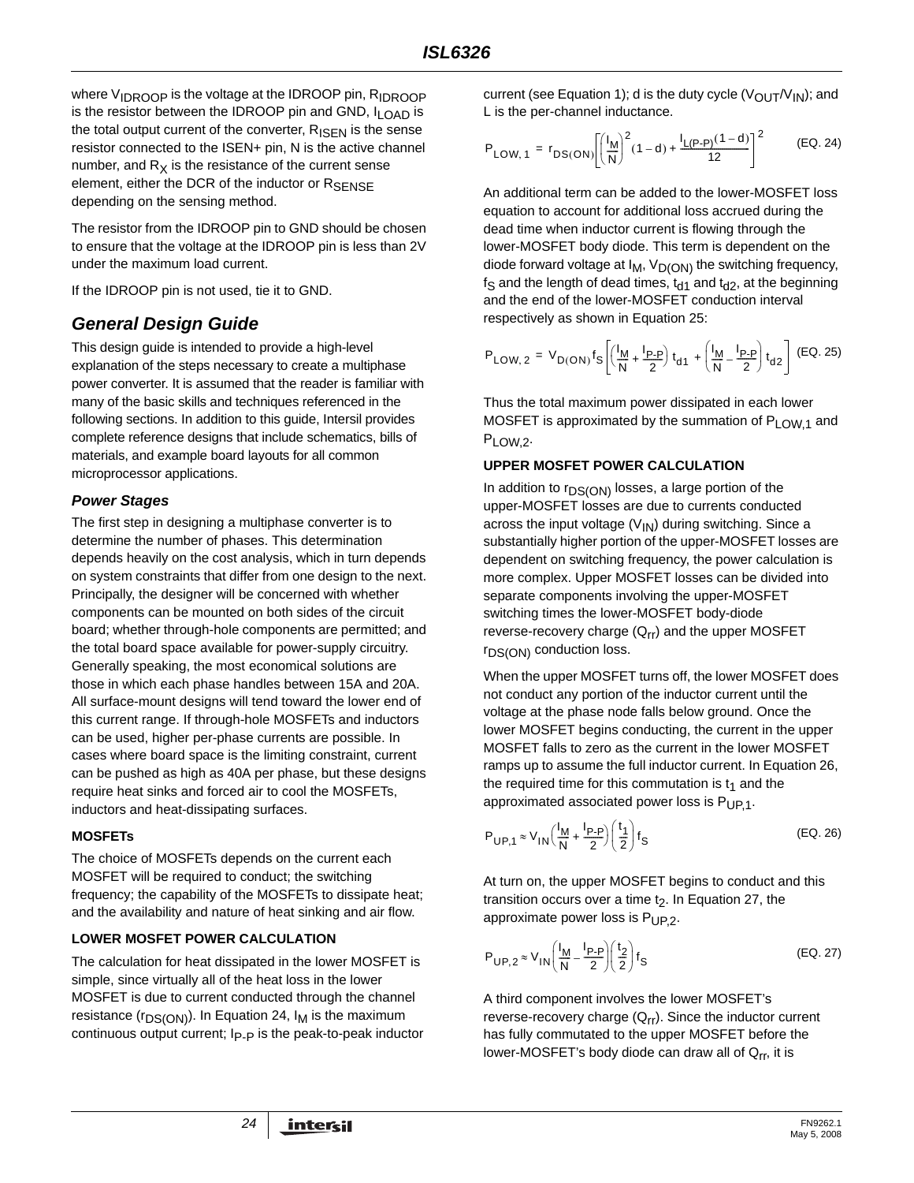where $V_{IDROOP}$ is the voltage at the IDROOP pin, $R_{IDROOP}$ is the resistor between the IDROOP pin and GND, $I_{LOAD}$ is the total output current of the converter, $R_{ISEN}$ is the sense resistor connected to the ISEN+ pin, N is the active channel number, and $R_X$ is the resistance of the current sense element, either the DCR of the inductor or $R_{SENSE}$ depending on the sensing method.

The resistor from the IDROOP pin to GND should be chosen to ensure that the voltage at the IDROOP pin is less than 2V under the maximum load current.

If the IDROOP pin is not used, tie it to GND.

## General Design Guide

This design guide is intended to provide a high-level explanation of the steps necessary to create a multiphase power converter. It is assumed that the reader is familiar with many of the basic skills and techniques referenced in the following sections. In addition to this guide, Intersil provides complete reference designs that include schematics, bills of materials, and example board layouts for all common microprocessor applications.

### Power Stages

The first step in designing a multiphase converter is to determine the number of phases. This determination depends heavily on the cost analysis, which in turn depends on system constraints that differ from one design to the next. Principally, the designer will be concerned with whether components can be mounted on both sides of the circuit board; whether through-hole components are permitted; and the total board space available for power-supply circuitry. Generally speaking, the most economical solutions are those in which each phase handles between 15A and 20A. All surface-mount designs will tend toward the lower end of this current range. If through-hole MOSFETs and inductors can be used, higher per-phase currents are possible. In cases where board space is the limiting constraint, current can be pushed as high as 40A per phase, but these designs require heat sinks and forced air to cool the MOSFETs, inductors and heat-dissipating surfaces.

#### MOSFETs

The choice of MOSFETs depends on the current each MOSFET will be required to conduct; the switching frequency; the capability of the MOSFETs to dissipate heat; and the availability and nature of heat sinking and air flow.

#### LOWER MOSFET POWER CALCULATION

The calculation for heat dissipated in the lower MOSFET is simple, since virtually all of the heat loss in the lower MOSFET is due to current conducted through the channel resistance ($r_{DS(ON)}$). In Equation 24, $I_M$ is the maximum continuous output current; $I_{P-P}$ is the peak-to-peak inductor current (see Equation 1); d is the duty cycle ($V_{OUT}/V_{IN}$); and L is the per-channel inductance.

$$P_{LOW,1} = r_{DS(ON)}\left[\left(\frac{I_M}{N}\right)^2(1-d) + \frac{I_{L(P-P)}(1-d)}{12}\right]^2 \quad \text{(EQ. 24)}$$

An additional term can be added to the lower-MOSFET loss equation to account for additional loss accrued during the dead time when inductor current is flowing through the lower-MOSFET body diode. This term is dependent on the diode forward voltage at $I_M$, $V_{D(ON)}$ the switching frequency, $f_S$ and the length of dead times, $t_{d1}$ and $t_{d2}$, at the beginning and the end of the lower-MOSFET conduction interval respectively as shown in Equation 25:

$$P_{LOW,2} = V_{D(ON)} f_S\left[\left(\frac{I_M}{N} + \frac{I_{P-P}}{2}\right)t_{d1} + \left(\frac{I_M}{N} - \frac{I_{P-P}}{2}\right)t_{d2}\right] \quad \text{(EQ. 25)}$$

Thus the total maximum power dissipated in each lower MOSFET is approximated by the summation of $P_{LOW,1}$ and $P_{LOW,2}$.

#### UPPER MOSFET POWER CALCULATION

In addition to $r_{DS(ON)}$ losses, a large portion of the upper-MOSFET losses are due to currents conducted across the input voltage ($V_{IN}$) during switching. Since a substantially higher portion of the upper-MOSFET losses are dependent on switching frequency, the power calculation is more complex. Upper MOSFET losses can be divided into separate components involving the upper-MOSFET switching times the lower-MOSFET body-diode reverse-recovery charge ($Q_{rr}$) and the upper MOSFET $r_{DS(ON)}$ conduction loss.

When the upper MOSFET turns off, the lower MOSFET does not conduct any portion of the inductor current until the voltage at the phase node falls below ground. Once the lower MOSFET begins conducting, the current in the upper MOSFET falls to zero as the current in the lower MOSFET ramps up to assume the full inductor current. In Equation 26, the required time for this commutation is $t_1$ and the approximated associated power loss is $P_{UP,1}$.

$$P_{UP,1} \approx V_{IN}\left(\frac{I_M}{N} + \frac{I_{P-P}}{2}\right)\left(\frac{t_1}{2}\right)f_S \quad \text{(EQ. 26)}$$

At turn on, the upper MOSFET begins to conduct and this transition occurs over a time $t_2$. In Equation 27, the approximate power loss is $P_{UP,2}$.

$$P_{UP,2} \approx V_{IN}\left(\frac{I_M}{N} - \frac{I_{P-P}}{2}\right)\left(\frac{t_2}{2}\right)f_S \quad \text{(EQ. 27)}$$

A third component involves the lower MOSFET's reverse-recovery charge ($Q_{rr}$). Since the inductor current has fully commutated to the upper MOSFET before the lower-MOSFET's body diode can draw all of $Q_{rr}$, it is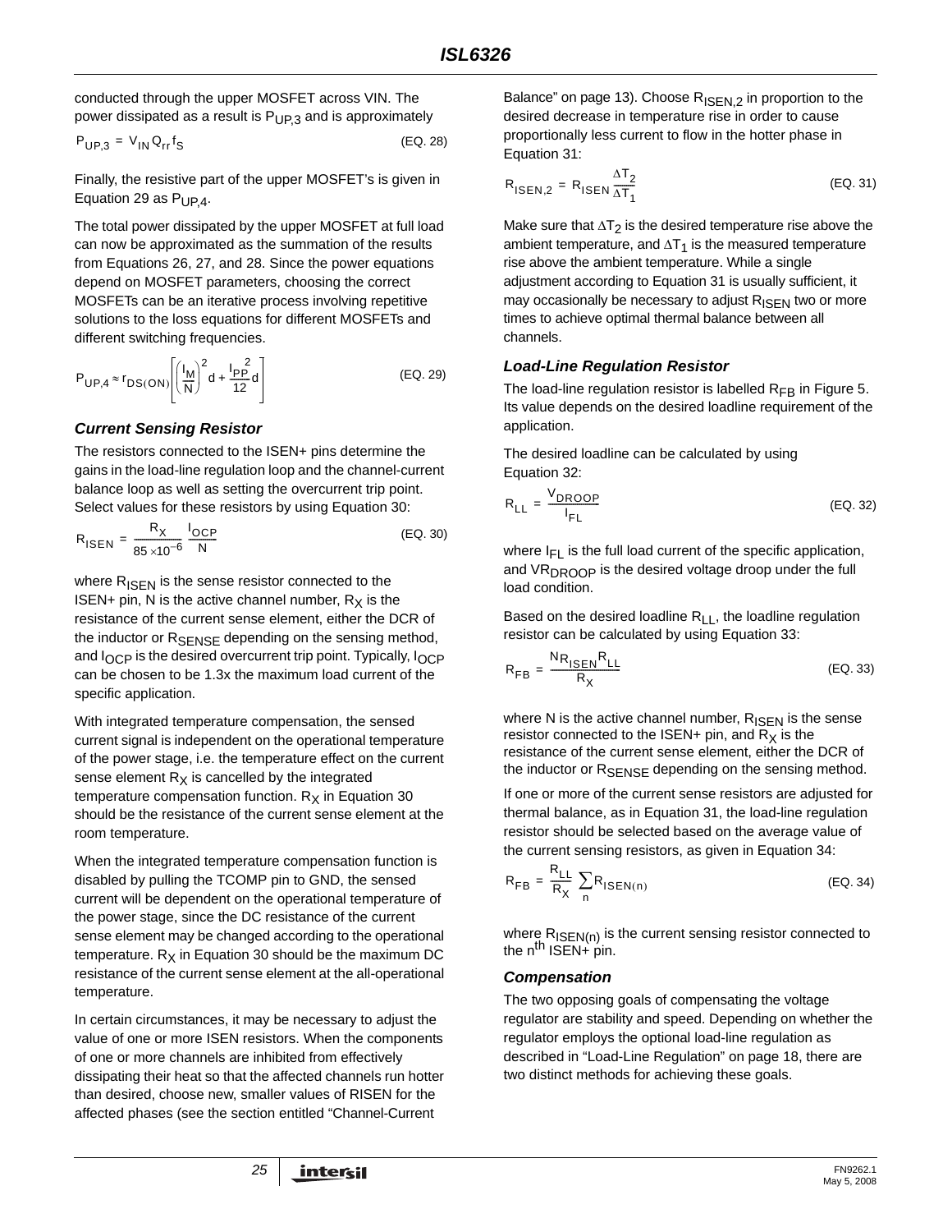conducted through the upper MOSFET across VIN. The power dissipated as a result is $P_{UP,3}$ and is approximately

$$P_{UP,3} = V_{IN} Q_{rr} f_S \tag{EQ. 28}$$

Finally, the resistive part of the upper MOSFET's is given in Equation 29 as $P_{UP,4}$.

The total power dissipated by the upper MOSFET at full load can now be approximated as the summation of the results from Equations 26, 27, and 28. Since the power equations depend on MOSFET parameters, choosing the correct MOSFETs can be an iterative process involving repetitive solutions to the loss equations for different MOSFETs and different switching frequencies.

$$P_{UP,4} \approx r_{DS(ON)} \left[ \left( \frac{I_M}{N} \right)^2 d + \frac{I_{PP}^2}{12} d \right] \tag{EQ. 29}$$

### *Current Sensing Resistor*

The resistors connected to the ISEN+ pins determine the gains in the load-line regulation loop and the channel-current balance loop as well as setting the overcurrent trip point. Select values for these resistors by using Equation 30:

$$R_{ISEN} = \frac{R_X}{85 \times 10^{-6}} \frac{I_{OCP}}{N} \tag{EQ. 30}$$

where $R_{ISEN}$ is the sense resistor connected to the ISEN+ pin, N is the active channel number, $R_X$ is the resistance of the current sense element, either the DCR of the inductor or $R_{SENSE}$ depending on the sensing method, and $I_{OCP}$ is the desired overcurrent trip point. Typically, $I_{OCP}$ can be chosen to be 1.3x the maximum load current of the specific application.

With integrated temperature compensation, the sensed current signal is independent on the operational temperature of the power stage, i.e. the temperature effect on the current sense element $R_X$ is cancelled by the integrated temperature compensation function. $R_X$ in Equation 30 should be the resistance of the current sense element at the room temperature.

When the integrated temperature compensation function is disabled by pulling the TCOMP pin to GND, the sensed current will be dependent on the operational temperature of the power stage, since the DC resistance of the current sense element may be changed according to the operational temperature. $R_X$ in Equation 30 should be the maximum DC resistance of the current sense element at the all-operational temperature.

In certain circumstances, it may be necessary to adjust the value of one or more ISEN resistors. When the components of one or more channels are inhibited from effectively dissipating their heat so that the affected channels run hotter than desired, choose new, smaller values of RISEN for the affected phases (see the section entitled "Channel-Current Balance" on page 13). Choose $R_{ISEN,2}$ in proportion to the desired decrease in temperature rise in order to cause proportionally less current to flow in the hotter phase in Equation 31:

$$R_{ISEN,2} = R_{ISEN} \frac{\Delta T_2}{\Delta T_1} \tag{EQ. 31}$$

Make sure that $\Delta T_2$ is the desired temperature rise above the ambient temperature, and $\Delta T_1$ is the measured temperature rise above the ambient temperature. While a single adjustment according to Equation 31 is usually sufficient, it may occasionally be necessary to adjust $R_{ISEN}$ two or more times to achieve optimal thermal balance between all channels.

### *Load-Line Regulation Resistor*

The load-line regulation resistor is labelled $R_{FB}$ in Figure 5. Its value depends on the desired loadline requirement of the application.

The desired loadline can be calculated by using Equation 32:

$$R_{LL} = \frac{V_{DROOP}}{I_{FL}} \tag{EQ. 32}$$

where $I_{FL}$ is the full load current of the specific application, and $VR_{DROOP}$ is the desired voltage droop under the full load condition.

Based on the desired loadline $R_{LL}$, the loadline regulation resistor can be calculated by using Equation 33:

$$R_{FB} = \frac{N R_{ISEN} R_{LL}}{R_X} \tag{EQ. 33}$$

where N is the active channel number, $R_{ISEN}$ is the sense resistor connected to the ISEN+ pin, and $R_X$ is the resistance of the current sense element, either the DCR of the inductor or $R_{SENSE}$ depending on the sensing method.

If one or more of the current sense resistors are adjusted for thermal balance, as in Equation 31, the load-line regulation resistor should be selected based on the average value of the current sensing resistors, as given in Equation 34:

$$R_{FB} = \frac{R_{LL}}{R_X} \sum_n R_{ISEN(n)} \tag{EQ. 34}$$

where $R_{ISEN(n)}$ is the current sensing resistor connected to the $n^{th}$ ISEN+ pin.

### *Compensation*

The two opposing goals of compensating the voltage regulator are stability and speed. Depending on whether the regulator employs the optional load-line regulation as described in "Load-Line Regulation" on page 18, there are two distinct methods for achieving these goals.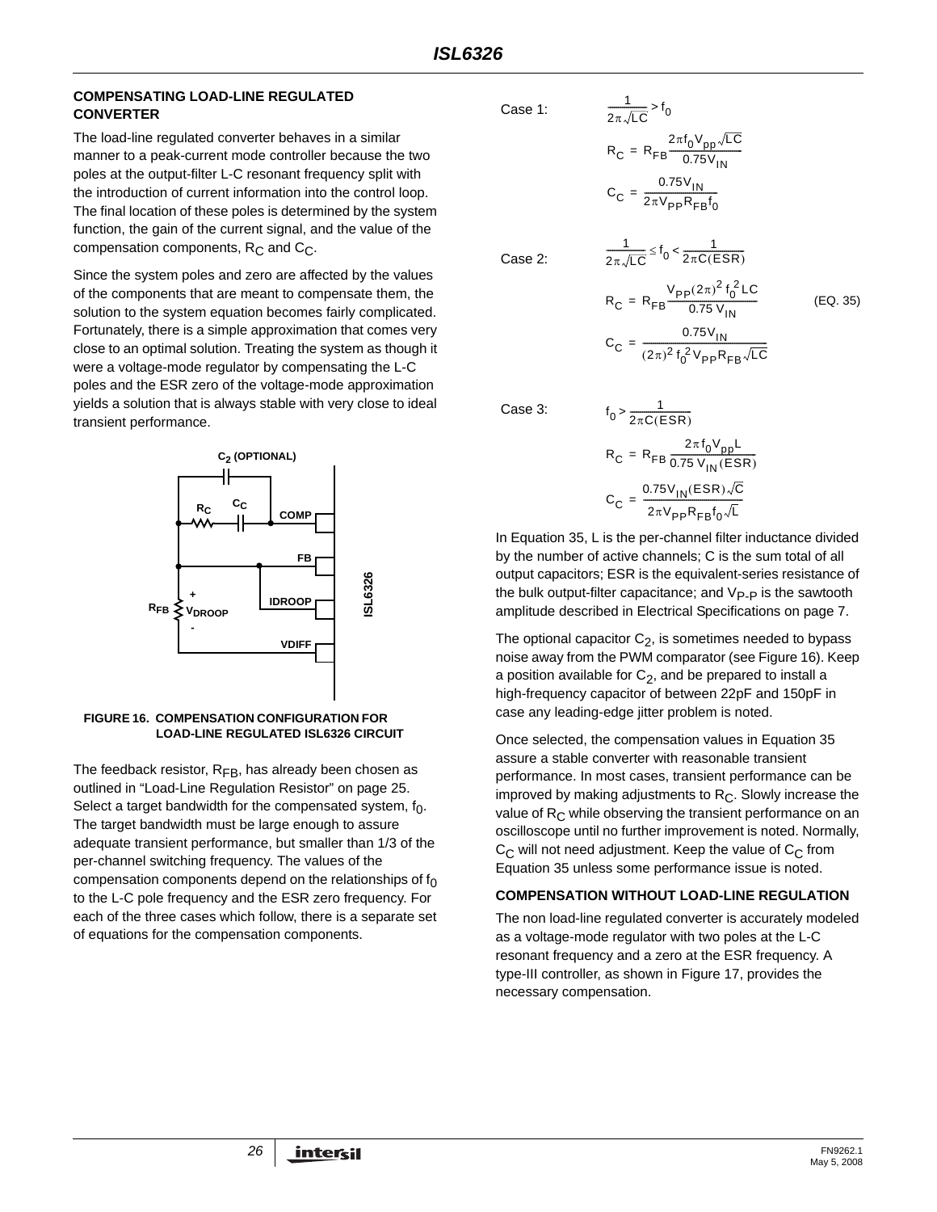### COMPENSATING LOAD-LINE REGULATED CONVERTER

The load-line regulated converter behaves in a similar manner to a peak-current mode controller because the two poles at the output-filter L-C resonant frequency split with the introduction of current information into the control loop. The final location of these poles is determined by the system function, the gain of the current signal, and the value of the compensation components, $R_C$ and $C_C$.

Since the system poles and zero are affected by the values of the components that are meant to compensate them, the solution to the system equation becomes fairly complicated. Fortunately, there is a simple approximation that comes very close to an optimal solution. Treating the system as though it were a voltage-mode regulator by compensating the L-C poles and the ESR zero of the voltage-mode approximation yields a solution that is always stable with very close to ideal transient performance.

C2 (OPTIONAL)
RC
CC
COMP
FB
IDROOP
VDIFF
RFB
+
VDROOP
-
ISL6326

**FIGURE 16. COMPENSATION CONFIGURATION FOR LOAD-LINE REGULATED ISL6326 CIRCUIT**

The feedback resistor, $R_{FB}$, has already been chosen as outlined in "Load-Line Regulation Resistor" on page 25. Select a target bandwidth for the compensated system, $f_0$. The target bandwidth must be large enough to assure adequate transient performance, but smaller than 1/3 of the per-channel switching frequency. The values of the compensation components depend on the relationships of $f_0$ to the L-C pole frequency and the ESR zero frequency. For each of the three cases which follow, there is a separate set of equations for the compensation components.

Case 1: $\frac{1}{2\pi\sqrt{LC}} > f_0$

$$R_C = R_{FB}\frac{2\pi f_0 V_{pp}\sqrt{LC}}{0.75V_{IN}}$$

$$C_C = \frac{0.75V_{IN}}{2\pi V_{PP}R_{FB}f_0}$$

Case 2: $\frac{1}{2\pi\sqrt{LC}} \leq f_0 < \frac{1}{2\pi C(ESR)}$

$$R_C = R_{FB}\frac{V_{PP}(2\pi)^2 f_0^2 LC}{0.75\ V_{IN}} \qquad \text{(EQ. 35)}$$

$$C_C = \frac{0.75V_{IN}}{(2\pi)^2 f_0^2 V_{PP}R_{FB}\sqrt{LC}}$$

Case 3: $f_0 > \frac{1}{2\pi C(ESR)}$

$$R_C = R_{FB}\frac{2\pi f_0 V_{pp}L}{0.75\ V_{IN}(ESR)}$$

$$C_C = \frac{0.75V_{IN}(ESR)\sqrt{C}}{2\pi V_{PP}R_{FB}f_0\sqrt{L}}$$

In Equation 35, L is the per-channel filter inductance divided by the number of active channels; C is the sum total of all output capacitors; ESR is the equivalent-series resistance of the bulk output-filter capacitance; and $V_{P-P}$ is the sawtooth amplitude described in Electrical Specifications on page 7.

The optional capacitor $C_2$, is sometimes needed to bypass noise away from the PWM comparator (see Figure 16). Keep a position available for $C_2$, and be prepared to install a high-frequency capacitor of between 22pF and 150pF in case any leading-edge jitter problem is noted.

Once selected, the compensation values in Equation 35 assure a stable converter with reasonable transient performance. In most cases, transient performance can be improved by making adjustments to $R_C$. Slowly increase the value of $R_C$ while observing the transient performance on an oscilloscope until no further improvement is noted. Normally, $C_C$ will not need adjustment. Keep the value of $C_C$ from Equation 35 unless some performance issue is noted.

### COMPENSATION WITHOUT LOAD-LINE REGULATION

The non load-line regulated converter is accurately modeled as a voltage-mode regulator with two poles at the L-C resonant frequency and a zero at the ESR frequency. A type-III controller, as shown in Figure 17, provides the necessary compensation.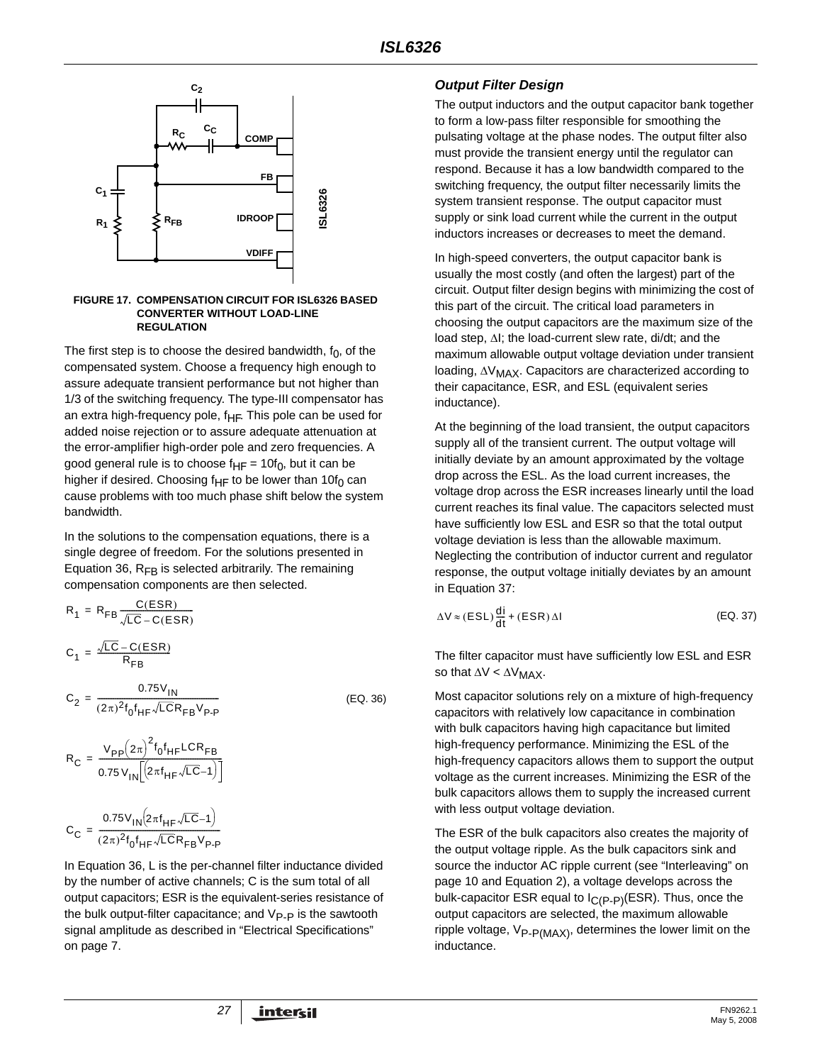FIGURE 17. COMPENSATION CIRCUIT FOR ISL6326 BASED CONVERTER WITHOUT LOAD-LINE REGULATION

The first step is to choose the desired bandwidth, $f_0$, of the compensated system. Choose a frequency high enough to assure adequate transient performance but not higher than 1/3 of the switching frequency. The type-III compensator has an extra high-frequency pole, $f_{HF}$. This pole can be used for added noise rejection or to assure adequate attenuation at the error-amplifier high-order pole and zero frequencies. A good general rule is to choose $f_{HF} = 10f_0$, but it can be higher if desired. Choosing $f_{HF}$ to be lower than $10f_0$ can cause problems with too much phase shift below the system bandwidth.

In the solutions to the compensation equations, there is a single degree of freedom. For the solutions presented in Equation 36, $R_{FB}$ is selected arbitrarily. The remaining compensation components are then selected.

$$R_1 = R_{FB}\frac{C(ESR)}{\sqrt{LC} - C(ESR)}$$

$$C_1 = \frac{\sqrt{LC} - C(ESR)}{R_{FB}}$$

$$C_2 = \frac{0.75V_{IN}}{(2\pi)^2 f_0 f_{HF}\sqrt{LC}R_{FB}V_{P-P}} \quad \text{(EQ. 36)}$$

$$R_C = \frac{V_{PP}(2\pi)^2 f_0 f_{HF} LCR_{FB}}{0.75V_{IN}\left[\left(2\pi f_{HF}\sqrt{LC} - 1\right)\right]}$$

$$C_C = \frac{0.75V_{IN}\left(2\pi f_{HF}\sqrt{LC} - 1\right)}{(2\pi)^2 f_0 f_{HF}\sqrt{LC}R_{FB}V_{P-P}}$$

In Equation 36, L is the per-channel filter inductance divided by the number of active channels; C is the sum total of all output capacitors; ESR is the equivalent-series resistance of the bulk output-filter capacitance; and $V_{P-P}$ is the sawtooth signal amplitude as described in “Electrical Specifications” on page 7.

### *Output Filter Design*

The output inductors and the output capacitor bank together to form a low-pass filter responsible for smoothing the pulsating voltage at the phase nodes. The output filter also must provide the transient energy until the regulator can respond. Because it has a low bandwidth compared to the switching frequency, the output filter necessarily limits the system transient response. The output capacitor must supply or sink load current while the current in the output inductors increases or decreases to meet the demand.

In high-speed converters, the output capacitor bank is usually the most costly (and often the largest) part of the circuit. Output filter design begins with minimizing the cost of this part of the circuit. The critical load parameters in choosing the output capacitors are the maximum size of the load step, $\Delta I$; the load-current slew rate, di/dt; and the maximum allowable output voltage deviation under transient loading, $\Delta V_{MAX}$. Capacitors are characterized according to their capacitance, ESR, and ESL (equivalent series inductance).

At the beginning of the load transient, the output capacitors supply all of the transient current. The output voltage will initially deviate by an amount approximated by the voltage drop across the ESL. As the load current increases, the voltage drop across the ESR increases linearly until the load current reaches its final value. The capacitors selected must have sufficiently low ESL and ESR so that the total output voltage deviation is less than the allowable maximum. Neglecting the contribution of inductor current and regulator response, the output voltage initially deviates by an amount in Equation 37:

$$\Delta V \approx (ESL)\frac{di}{dt} + (ESR)\Delta I \quad \text{(EQ. 37)}$$

The filter capacitor must have sufficiently low ESL and ESR so that $\Delta V < \Delta V_{MAX}$.

Most capacitor solutions rely on a mixture of high-frequency capacitors with relatively low capacitance in combination with bulk capacitors having high capacitance but limited high-frequency performance. Minimizing the ESL of the high-frequency capacitors allows them to support the output voltage as the current increases. Minimizing the ESR of the bulk capacitors allows them to supply the increased current with less output voltage deviation.

The ESR of the bulk capacitors also creates the majority of the output voltage ripple. As the bulk capacitors sink and source the inductor AC ripple current (see “Interleaving” on page 10 and Equation 2), a voltage develops across the bulk-capacitor ESR equal to $I_{C(P-P)}$(ESR). Thus, once the output capacitors are selected, the maximum allowable ripple voltage, $V_{P-P(MAX)}$, determines the lower limit on the inductance.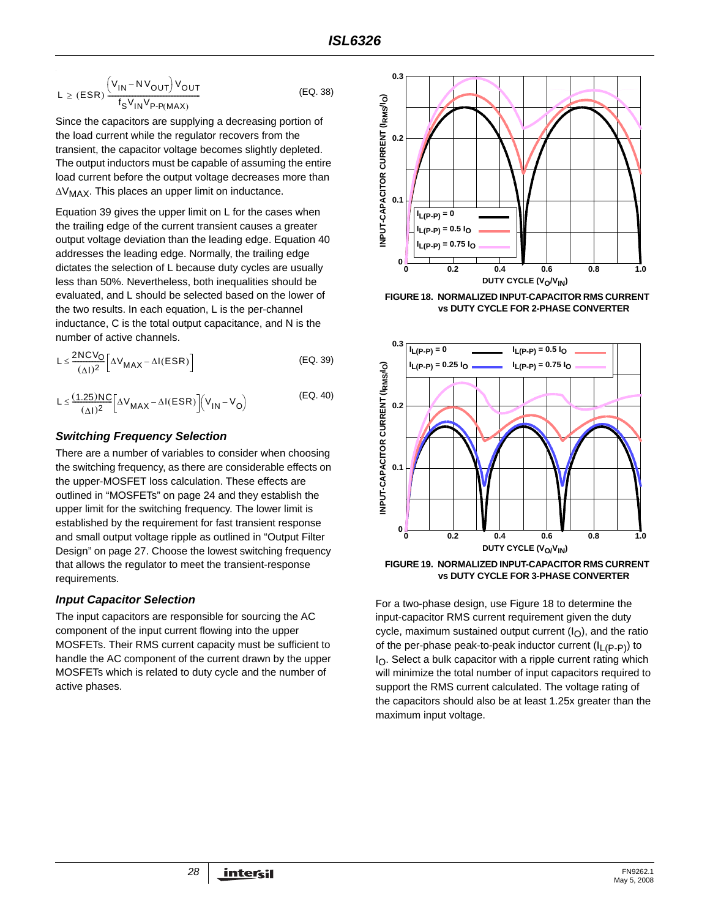$$L \geq (ESR)\frac{\left(V_{IN} - NV_{OUT}\right)V_{OUT}}{f_S V_{IN} V_{P\text{-}P(MAX)}} \quad \text{(EQ. 38)}$$

Since the capacitors are supplying a decreasing portion of the load current while the regulator recovers from the transient, the capacitor voltage becomes slightly depleted. The output inductors must be capable of assuming the entire load current before the output voltage decreases more than $\Delta V_{MAX}$. This places an upper limit on inductance.

Equation 39 gives the upper limit on L for the cases when the trailing edge of the current transient causes a greater output voltage deviation than the leading edge. Equation 40 addresses the leading edge. Normally, the trailing edge dictates the selection of L because duty cycles are usually less than 50%. Nevertheless, both inequalities should be evaluated, and L should be selected based on the lower of the two results. In each equation, L is the per-channel inductance, C is the total output capacitance, and N is the number of active channels.

$$L \leq \frac{2NCV_O}{(\Delta I)^2}\left[\Delta V_{MAX} - \Delta I(ESR)\right] \quad \text{(EQ. 39)}$$

$$L \leq \frac{(1.25)NC}{(\Delta I)^2}\left[\Delta V_{MAX} - \Delta I(ESR)\right]\left(V_{IN} - V_O\right) \quad \text{(EQ. 40)}$$

### *Switching Frequency Selection*

There are a number of variables to consider when choosing the switching frequency, as there are considerable effects on the upper-MOSFET loss calculation. These effects are outlined in “MOSFETs” on page 24 and they establish the upper limit for the switching frequency. The lower limit is established by the requirement for fast transient response and small output voltage ripple as outlined in “Output Filter Design” on page 27. Choose the lowest switching frequency that allows the regulator to meet the transient-response requirements.

### *Input Capacitor Selection*

The input capacitors are responsible for sourcing the AC component of the input current flowing into the upper MOSFETs. Their RMS current capacity must be sufficient to handle the AC component of the current drawn by the upper MOSFETs which is related to duty cycle and the number of active phases.

0.3
0.2
0.1
0
INPUT-CAPACITOR CURRENT ($I_{RMS}/I_O$)
$I_{L(P-P)} = 0$
$I_{L(P-P)} = 0.5\ I_O$
$I_{L(P-P)} = 0.75\ I_O$
0 0.2 0.4 0.6 0.8 1.0
DUTY CYCLE ($V_O/V_{IN}$)

**FIGURE 18. NORMALIZED INPUT-CAPACITOR RMS CURRENT vs DUTY CYCLE FOR 2-PHASE CONVERTER**

0.3
0.2
0.1
0
INPUT-CAPACITOR CURRENT ($I_{RMS}/I_O$)
$I_{L(P-P)} = 0$
$I_{L(P-P)} = 0.5\ I_O$
$I_{L(P-P)} = 0.25\ I_O$
$I_{L(P-P)} = 0.75\ I_O$
0 0.2 0.4 0.6 0.8 1.0
DUTY CYCLE ($V_O/V_{IN}$)

**FIGURE 19. NORMALIZED INPUT-CAPACITOR RMS CURRENT vs DUTY CYCLE FOR 3-PHASE CONVERTER**

For a two-phase design, use Figure 18 to determine the input-capacitor RMS current requirement given the duty cycle, maximum sustained output current ($I_O$), and the ratio of the per-phase peak-to-peak inductor current ($I_{L(P-P)}$) to $I_O$. Select a bulk capacitor with a ripple current rating which will minimize the total number of input capacitors required to support the RMS current calculated. The voltage rating of the capacitors should also be at least 1.25x greater than the maximum input voltage.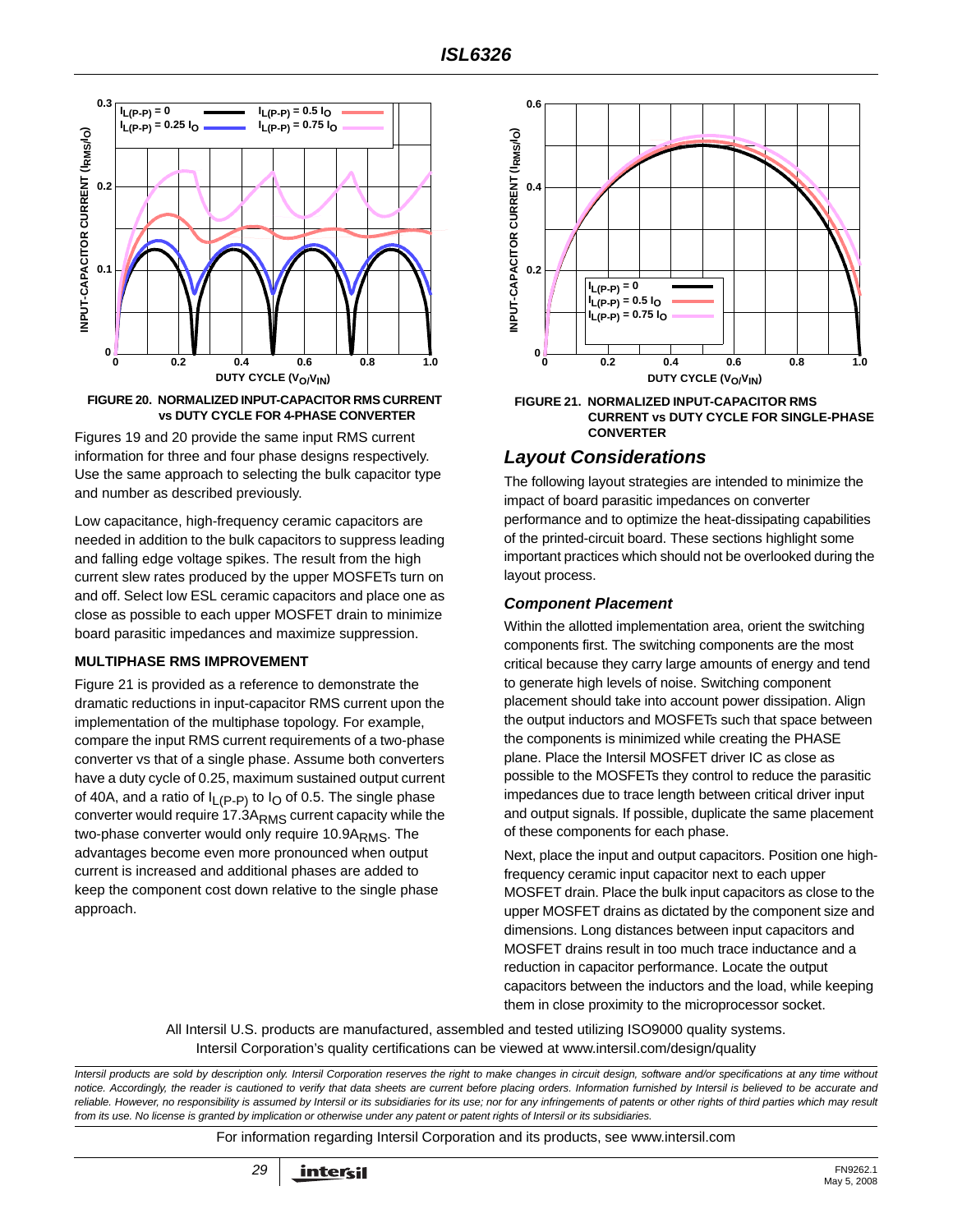0.3

$I_{L(P-P)} = 0$

$I_{L(P-P)} = 0.25\ I_O$

$I_{L(P-P)} = 0.5\ I_O$

$I_{L(P-P)} = 0.75\ I_O$

INPUT-CAPACITOR CURRENT ($I_{RMS}/I_O$)

0.2

0.1

0

0 0.2 0.4 0.6 0.8 1.0

DUTY CYCLE ($V_O/V_{IN}$)

**FIGURE 20. NORMALIZED INPUT-CAPACITOR RMS CURRENT vs DUTY CYCLE FOR 4-PHASE CONVERTER**

Figures 19 and 20 provide the same input RMS current information for three and four phase designs respectively. Use the same approach to selecting the bulk capacitor type and number as described previously.

Low capacitance, high-frequency ceramic capacitors are needed in addition to the bulk capacitors to suppress leading and falling edge voltage spikes. The result from the high current slew rates produced by the upper MOSFETs turn on and off. Select low ESL ceramic capacitors and place one as close as possible to each upper MOSFET drain to minimize board parasitic impedances and maximize suppression.

#### MULTIPHASE RMS IMPROVEMENT

Figure 21 is provided as a reference to demonstrate the dramatic reductions in input-capacitor RMS current upon the implementation of the multiphase topology. For example, compare the input RMS current requirements of a two-phase converter vs that of a single phase. Assume both converters have a duty cycle of 0.25, maximum sustained output current of 40A, and a ratio of $I_{L(P-P)}$ to $I_O$ of 0.5. The single phase converter would require 17.3$A_{RMS}$ current capacity while the two-phase converter would only require 10.9$A_{RMS}$. The advantages become even more pronounced when output current is increased and additional phases are added to keep the component cost down relative to the single phase approach.

0.6

INPUT-CAPACITOR CURRENT ($I_{RMS}/I_O$)

0.4

0.2

0

$I_{L(P-P)} = 0$

$I_{L(P-P)} = 0.5\ I_O$

$I_{L(P-P)} = 0.75\ I_O$

0 0.2 0.4 0.6 0.8 1.0

DUTY CYCLE ($V_O/V_{IN}$)

**FIGURE 21. NORMALIZED INPUT-CAPACITOR RMS CURRENT vs DUTY CYCLE FOR SINGLE-PHASE CONVERTER**

## *Layout Considerations*

The following layout strategies are intended to minimize the impact of board parasitic impedances on converter performance and to optimize the heat-dissipating capabilities of the printed-circuit board. These sections highlight some important practices which should not be overlooked during the layout process.

### *Component Placement*

Within the allotted implementation area, orient the switching components first. The switching components are the most critical because they carry large amounts of energy and tend to generate high levels of noise. Switching component placement should take into account power dissipation. Align the output inductors and MOSFETs such that space between the components is minimized while creating the PHASE plane. Place the Intersil MOSFET driver IC as close as possible to the MOSFETs they control to reduce the parasitic impedances due to trace length between critical driver input and output signals. If possible, duplicate the same placement of these components for each phase.

Next, place the input and output capacitors. Position one high-frequency ceramic input capacitor next to each upper MOSFET drain. Place the bulk input capacitors as close to the upper MOSFET drains as dictated by the component size and dimensions. Long distances between input capacitors and MOSFET drains result in too much trace inductance and a reduction in capacitor performance. Locate the output capacitors between the inductors and the load, while keeping them in close proximity to the microprocessor socket.

All Intersil U.S. products are manufactured, assembled and tested utilizing ISO9000 quality systems. Intersil Corporation's quality certifications can be viewed at www.intersil.com/design/quality

*Intersil products are sold by description only. Intersil Corporation reserves the right to make changes in circuit design, software and/or specifications at any time without notice. Accordingly, the reader is cautioned to verify that data sheets are current before placing orders. Information furnished by Intersil is believed to be accurate and reliable. However, no responsibility is assumed by Intersil or its subsidiaries for its use; nor for any infringements of patents or other rights of third parties which may result from its use. No license is granted by implication or otherwise under any patent or patent rights of Intersil or its subsidiaries.*

For information regarding Intersil Corporation and its products, see www.intersil.com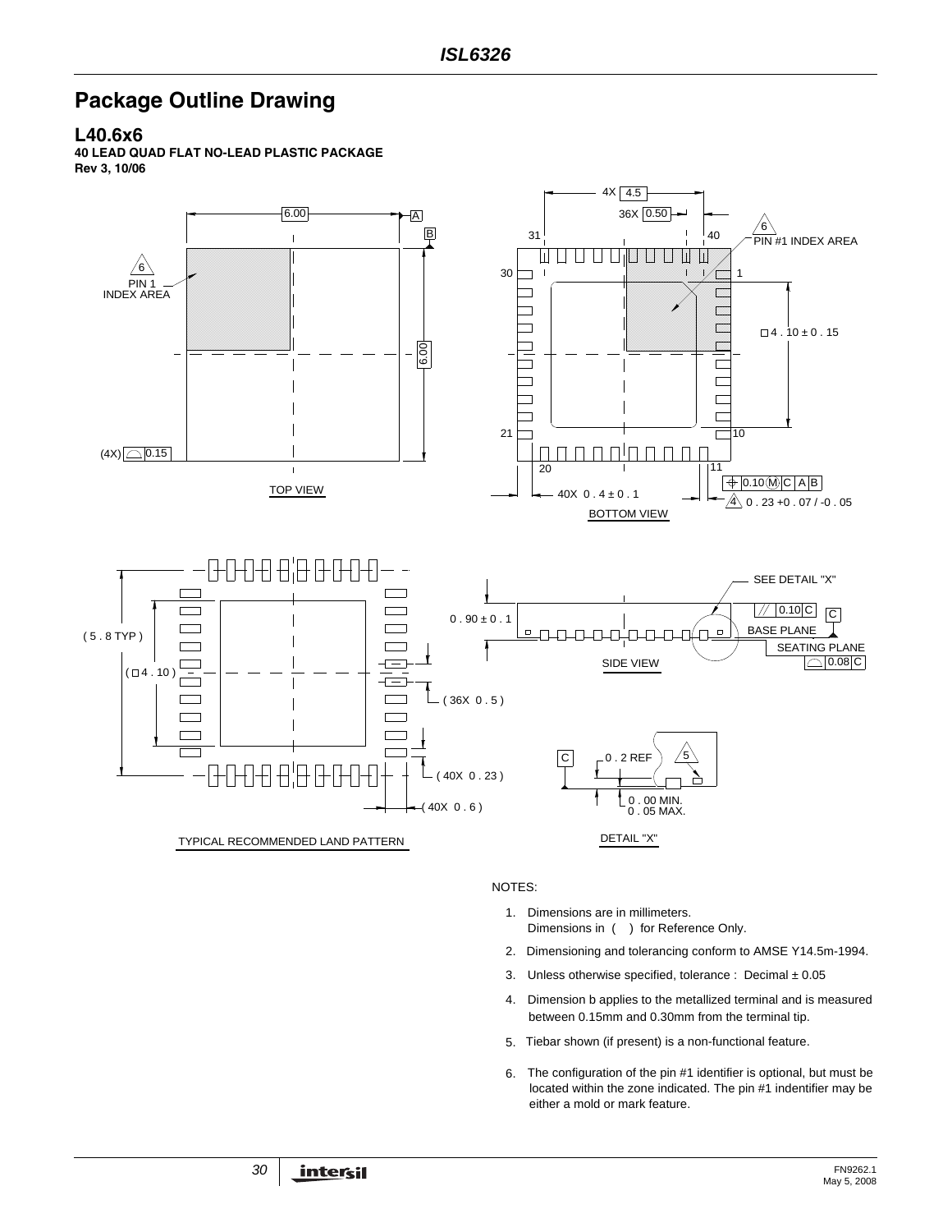# Package Outline Drawing

## L40.6x6

**40 LEAD QUAD FLAT NO-LEAD PLASTIC PACKAGE**
**Rev 3, 10/06**

6.00

A

B

6

PIN 1
INDEX AREA

6.00

(4X) 0.15

TOP VIEW

4X 4.5

36X 0.50

31

40

6

PIN #1 INDEX AREA

30

1

□ 4.10 ± 0.15

21

10

20

11

0.10 M C A B

40X 0.4 ± 0.1

4 0.23 +0.07 / -0.05

BOTTOM VIEW

(5.8 TYP)

(□ 4.10)

(36X 0.5)

(40X 0.23)

(40X 0.6)

TYPICAL RECOMMENDED LAND PATTERN

SEE DETAIL "X"

0.10 C

C

0.90 ± 0.1

BASE PLANE

SEATING PLANE

0.08 C

SIDE VIEW

C

0.2 REF

5

0.00 MIN.
0.05 MAX.

DETAIL "X"

NOTES:

1. Dimensions are in millimeters.
   Dimensions in ( ) for Reference Only.
2. Dimensioning and tolerancing conform to AMSE Y14.5m-1994.
3. Unless otherwise specified, tolerance : Decimal ± 0.05
4. Dimension b applies to the metallized terminal and is measured between 0.15mm and 0.30mm from the terminal tip.
5. Tiebar shown (if present) is a non-functional feature.
6. The configuration of the pin #1 identifier is optional, but must be located within the zone indicated. The pin #1 indentifier may be either a mold or mark feature.